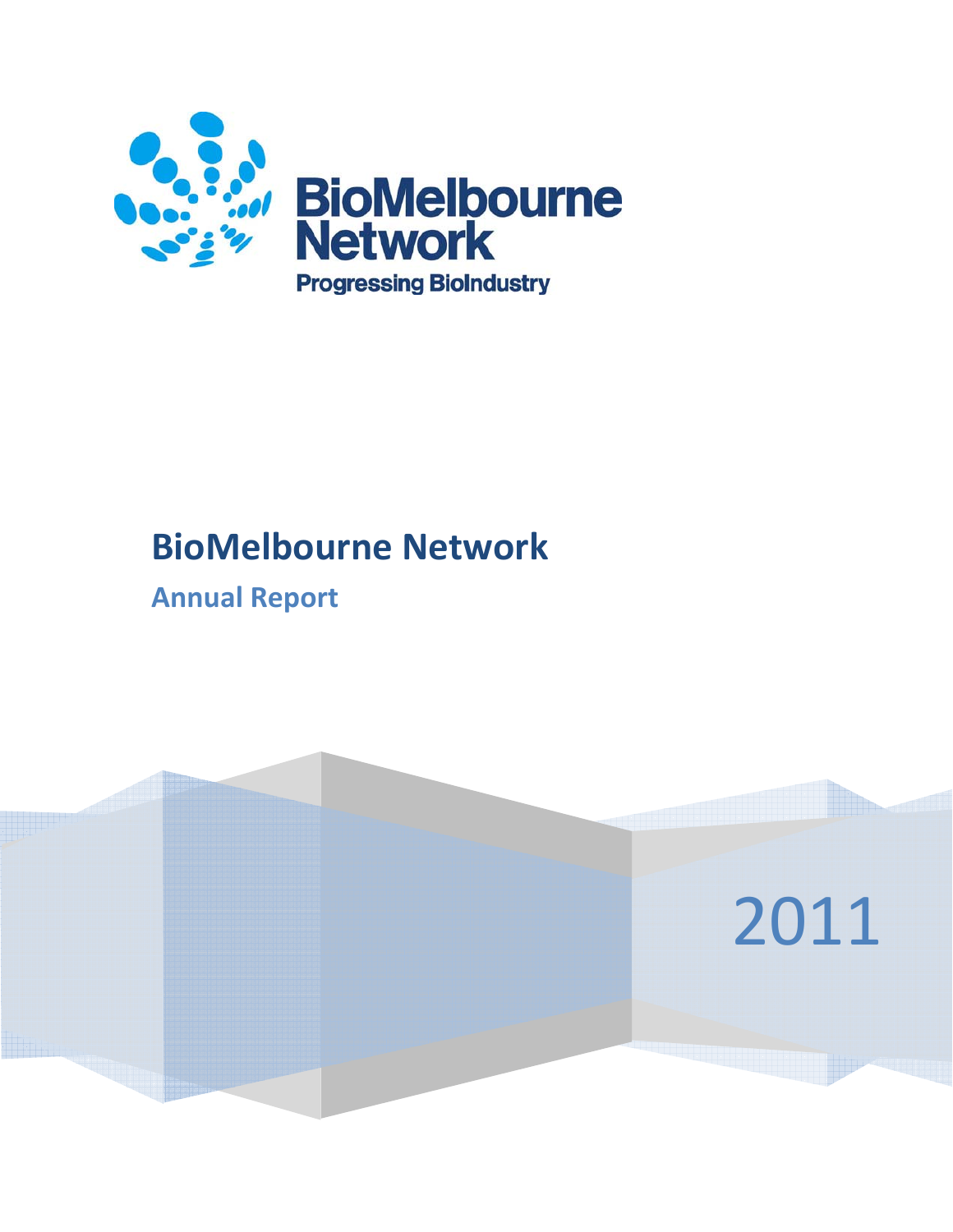BioMelbourne Network

Progressing BioIndustry

# BioMelbourne Network

## Annual Report

2011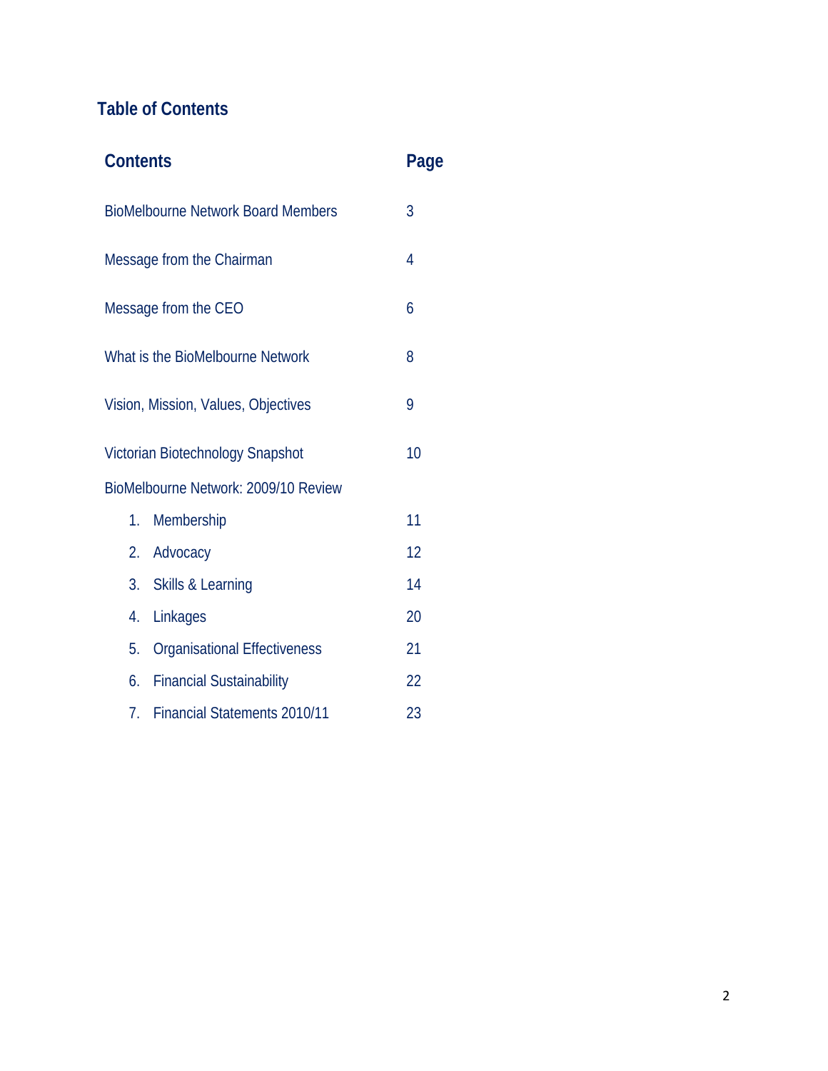## Table of Contents

| Contents | Page |
|---|---|
| BioMelbourne Network Board Members | 3 |
| Message from the Chairman | 4 |
| Message from the CEO | 6 |
| What is the BioMelbourne Network | 8 |
| Vision, Mission, Values, Objectives | 9 |
| Victorian Biotechnology Snapshot | 10 |
| BioMelbourne Network: 2009/10 Review | |
| 1. Membership | 11 |
| 2. Advocacy | 12 |
| 3. Skills & Learning | 14 |
| 4. Linkages | 20 |
| 5. Organisational Effectiveness | 21 |
| 6. Financial Sustainability | 22 |
| 7. Financial Statements 2010/11 | 23 |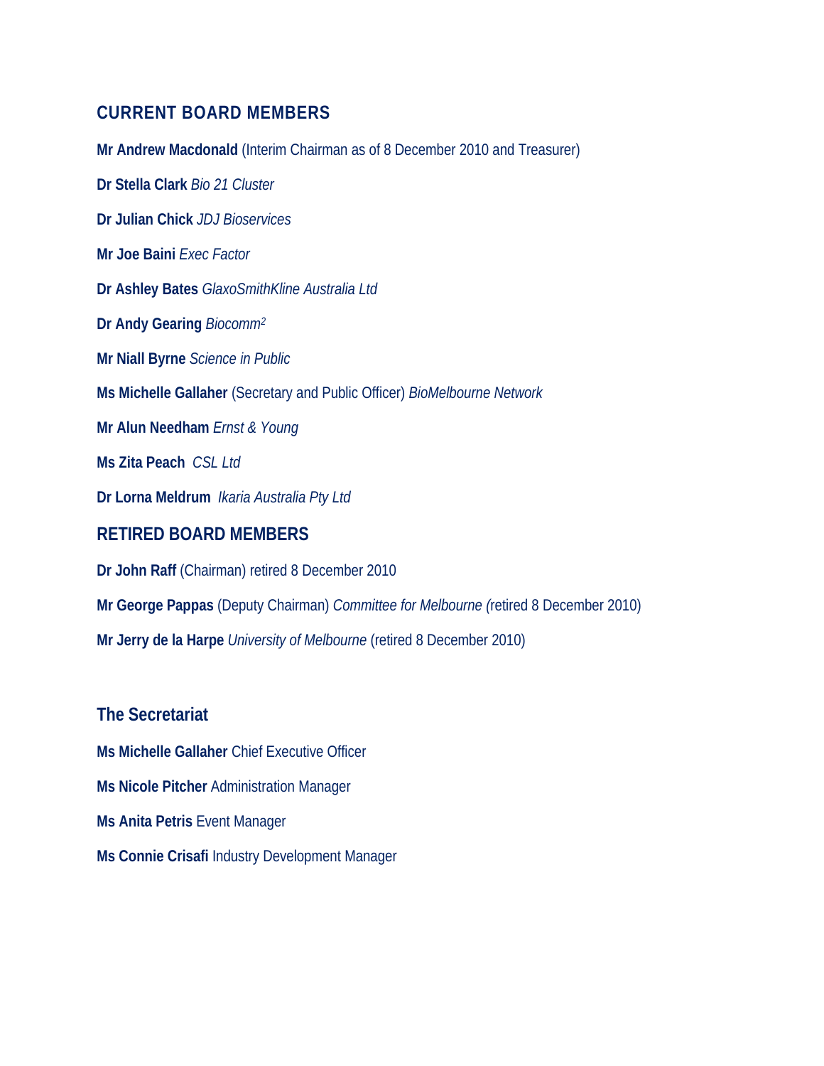## CURRENT BOARD MEMBERS

**Mr Andrew Macdonald** (Interim Chairman as of 8 December 2010 and Treasurer)

**Dr Stella Clark** *Bio 21 Cluster*

**Dr Julian Chick** *JDJ Bioservices*

**Mr Joe Baini** *Exec Factor*

**Dr Ashley Bates** *GlaxoSmithKline Australia Ltd*

**Dr Andy Gearing** *Biocomm²*

**Mr Niall Byrne** *Science in Public*

**Ms Michelle Gallaher** (Secretary and Public Officer) *BioMelbourne Network*

**Mr Alun Needham** *Ernst & Young*

**Ms Zita Peach** *CSL Ltd*

**Dr Lorna Meldrum** *Ikaria Australia Pty Ltd*

## RETIRED BOARD MEMBERS

**Dr John Raff** (Chairman) retired 8 December 2010

**Mr George Pappas** (Deputy Chairman) *Committee for Melbourne (*retired 8 December 2010)

**Mr Jerry de la Harpe** *University of Melbourne* (retired 8 December 2010)

## The Secretariat

**Ms Michelle Gallaher** Chief Executive Officer

**Ms Nicole Pitcher** Administration Manager

**Ms Anita Petris** Event Manager

**Ms Connie Crisafi** Industry Development Manager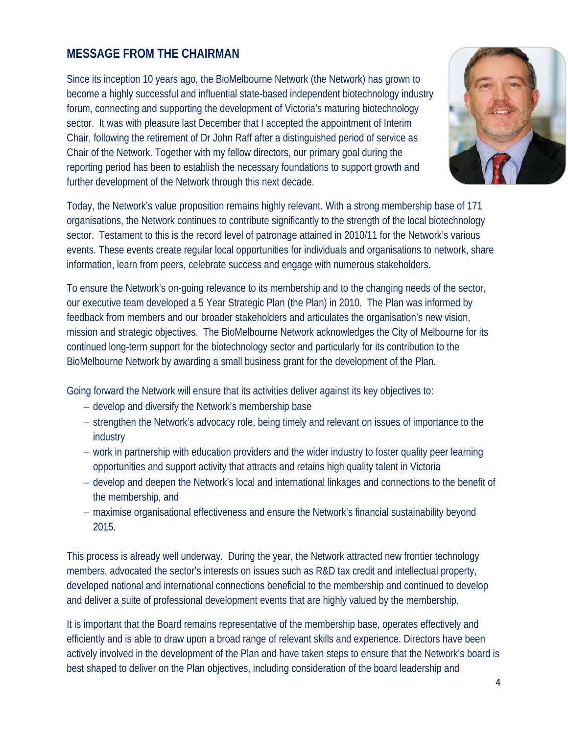## MESSAGE FROM THE CHAIRMAN

Since its inception 10 years ago, the BioMelbourne Network (the Network) has grown to become a highly successful and influential state-based independent biotechnology industry forum, connecting and supporting the development of Victoria's maturing biotechnology sector. It was with pleasure last December that I accepted the appointment of Interim Chair, following the retirement of Dr John Raff after a distinguished period of service as Chair of the Network. Together with my fellow directors, our primary goal during the reporting period has been to establish the necessary foundations to support growth and further development of the Network through this next decade.

Today, the Network's value proposition remains highly relevant. With a strong membership base of 171 organisations, the Network continues to contribute significantly to the strength of the local biotechnology sector. Testament to this is the record level of patronage attained in 2010/11 for the Network's various events. These events create regular local opportunities for individuals and organisations to network, share information, learn from peers, celebrate success and engage with numerous stakeholders.

To ensure the Network's on-going relevance to its membership and to the changing needs of the sector, our executive team developed a 5 Year Strategic Plan (the Plan) in 2010. The Plan was informed by feedback from members and our broader stakeholders and articulates the organisation's new vision, mission and strategic objectives. The BioMelbourne Network acknowledges the City of Melbourne for its continued long-term support for the biotechnology sector and particularly for its contribution to the BioMelbourne Network by awarding a small business grant for the development of the Plan.

Going forward the Network will ensure that its activities deliver against its key objectives to:

- develop and diversify the Network's membership base
- strengthen the Network's advocacy role, being timely and relevant on issues of importance to the industry
- work in partnership with education providers and the wider industry to foster quality peer learning opportunities and support activity that attracts and retains high quality talent in Victoria
- develop and deepen the Network's local and international linkages and connections to the benefit of the membership, and
- maximise organisational effectiveness and ensure the Network's financial sustainability beyond 2015.

This process is already well underway. During the year, the Network attracted new frontier technology members, advocated the sector's interests on issues such as R&D tax credit and intellectual property, developed national and international connections beneficial to the membership and continued to develop and deliver a suite of professional development events that are highly valued by the membership.

It is important that the Board remains representative of the membership base, operates effectively and efficiently and is able to draw upon a broad range of relevant skills and experience. Directors have been actively involved in the development of the Plan and have taken steps to ensure that the Network's board is best shaped to deliver on the Plan objectives, including consideration of the board leadership and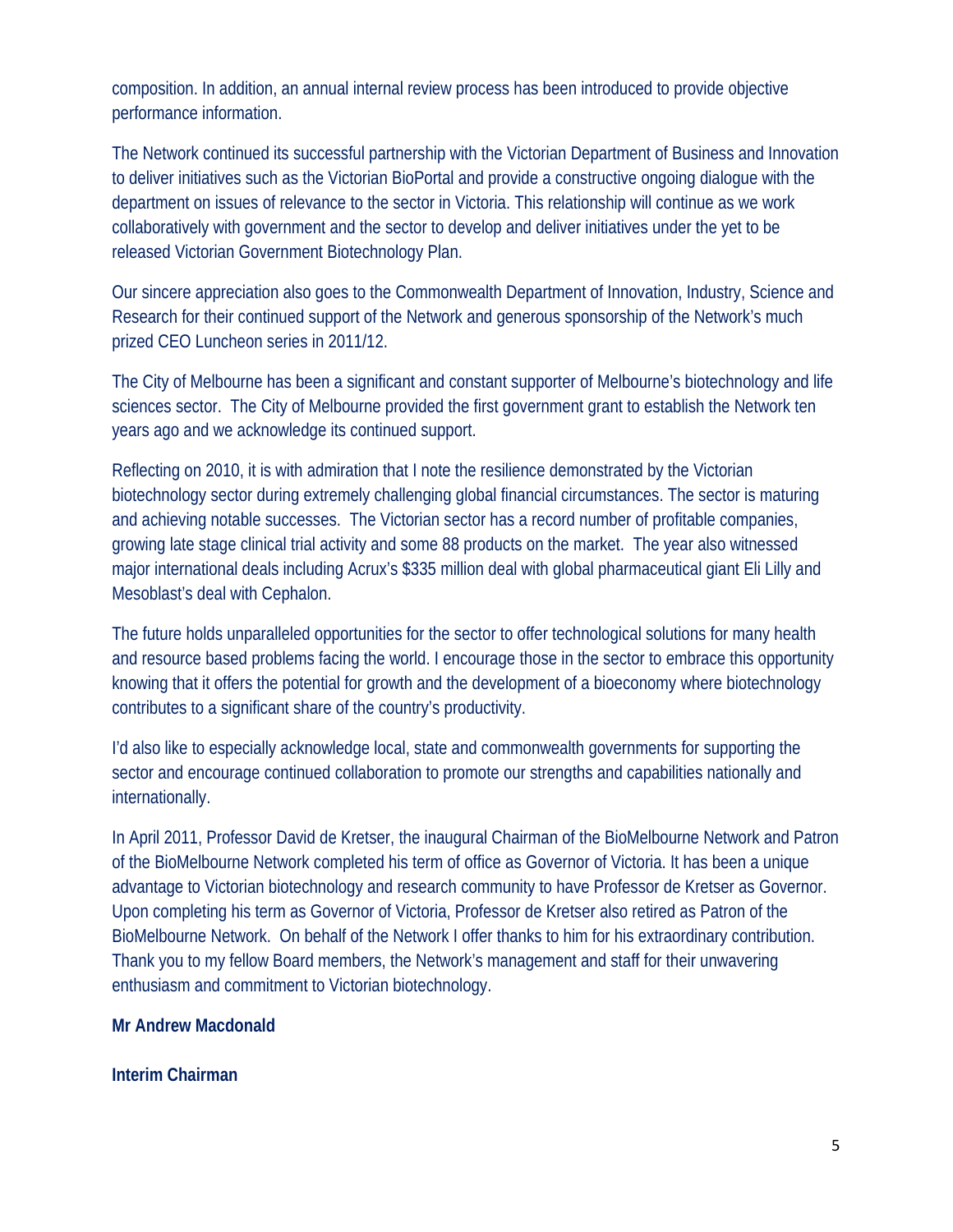composition. In addition, an annual internal review process has been introduced to provide objective performance information.

The Network continued its successful partnership with the Victorian Department of Business and Innovation to deliver initiatives such as the Victorian BioPortal and provide a constructive ongoing dialogue with the department on issues of relevance to the sector in Victoria. This relationship will continue as we work collaboratively with government and the sector to develop and deliver initiatives under the yet to be released Victorian Government Biotechnology Plan.

Our sincere appreciation also goes to the Commonwealth Department of Innovation, Industry, Science and Research for their continued support of the Network and generous sponsorship of the Network's much prized CEO Luncheon series in 2011/12.

The City of Melbourne has been a significant and constant supporter of Melbourne's biotechnology and life sciences sector. The City of Melbourne provided the first government grant to establish the Network ten years ago and we acknowledge its continued support.

Reflecting on 2010, it is with admiration that I note the resilience demonstrated by the Victorian biotechnology sector during extremely challenging global financial circumstances. The sector is maturing and achieving notable successes. The Victorian sector has a record number of profitable companies, growing late stage clinical trial activity and some 88 products on the market. The year also witnessed major international deals including Acrux's $335 million deal with global pharmaceutical giant Eli Lilly and Mesoblast's deal with Cephalon.

The future holds unparalleled opportunities for the sector to offer technological solutions for many health and resource based problems facing the world. I encourage those in the sector to embrace this opportunity knowing that it offers the potential for growth and the development of a bioeconomy where biotechnology contributes to a significant share of the country's productivity.

I'd also like to especially acknowledge local, state and commonwealth governments for supporting the sector and encourage continued collaboration to promote our strengths and capabilities nationally and internationally.

In April 2011, Professor David de Kretser, the inaugural Chairman of the BioMelbourne Network and Patron of the BioMelbourne Network completed his term of office as Governor of Victoria. It has been a unique advantage to Victorian biotechnology and research community to have Professor de Kretser as Governor. Upon completing his term as Governor of Victoria, Professor de Kretser also retired as Patron of the BioMelbourne Network. On behalf of the Network I offer thanks to him for his extraordinary contribution. Thank you to my fellow Board members, the Network's management and staff for their unwavering enthusiasm and commitment to Victorian biotechnology.

**Mr Andrew Macdonald**

**Interim Chairman**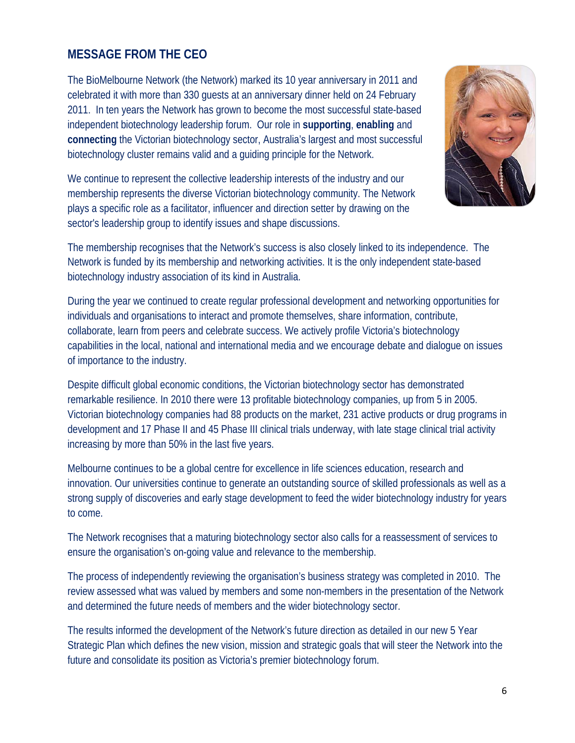## MESSAGE FROM THE CEO

The BioMelbourne Network (the Network) marked its 10 year anniversary in 2011 and celebrated it with more than 330 guests at an anniversary dinner held on 24 February 2011. In ten years the Network has grown to become the most successful state-based independent biotechnology leadership forum. Our role in **supporting**, **enabling** and **connecting** the Victorian biotechnology sector, Australia's largest and most successful biotechnology cluster remains valid and a guiding principle for the Network.

We continue to represent the collective leadership interests of the industry and our membership represents the diverse Victorian biotechnology community. The Network plays a specific role as a facilitator, influencer and direction setter by drawing on the sector's leadership group to identify issues and shape discussions.

The membership recognises that the Network's success is also closely linked to its independence. The Network is funded by its membership and networking activities. It is the only independent state-based biotechnology industry association of its kind in Australia.

During the year we continued to create regular professional development and networking opportunities for individuals and organisations to interact and promote themselves, share information, contribute, collaborate, learn from peers and celebrate success. We actively profile Victoria's biotechnology capabilities in the local, national and international media and we encourage debate and dialogue on issues of importance to the industry.

Despite difficult global economic conditions, the Victorian biotechnology sector has demonstrated remarkable resilience. In 2010 there were 13 profitable biotechnology companies, up from 5 in 2005. Victorian biotechnology companies had 88 products on the market, 231 active products or drug programs in development and 17 Phase II and 45 Phase III clinical trials underway, with late stage clinical trial activity increasing by more than 50% in the last five years.

Melbourne continues to be a global centre for excellence in life sciences education, research and innovation. Our universities continue to generate an outstanding source of skilled professionals as well as a strong supply of discoveries and early stage development to feed the wider biotechnology industry for years to come.

The Network recognises that a maturing biotechnology sector also calls for a reassessment of services to ensure the organisation's on-going value and relevance to the membership.

The process of independently reviewing the organisation's business strategy was completed in 2010. The review assessed what was valued by members and some non-members in the presentation of the Network and determined the future needs of members and the wider biotechnology sector.

The results informed the development of the Network's future direction as detailed in our new 5 Year Strategic Plan which defines the new vision, mission and strategic goals that will steer the Network into the future and consolidate its position as Victoria's premier biotechnology forum.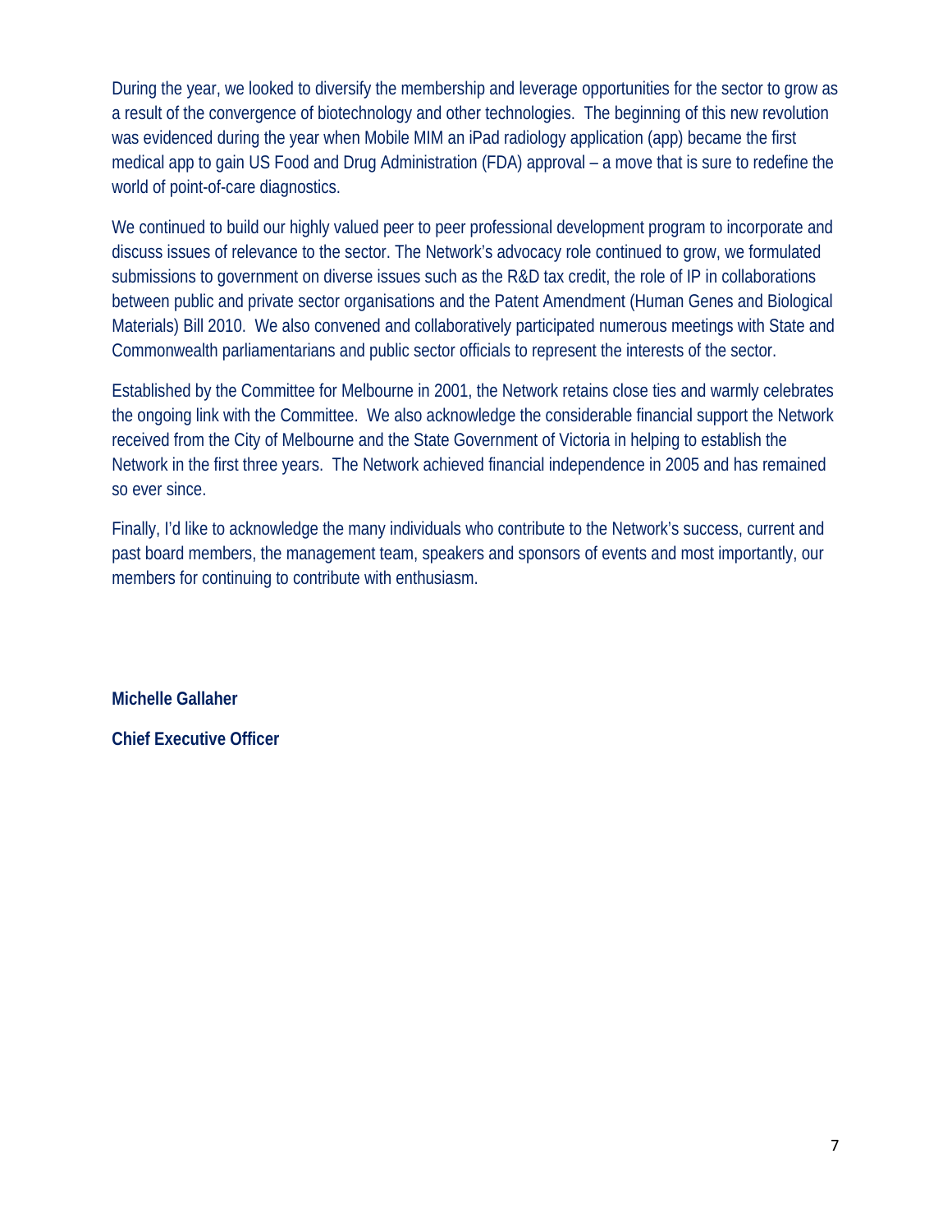During the year, we looked to diversify the membership and leverage opportunities for the sector to grow as a result of the convergence of biotechnology and other technologies. The beginning of this new revolution was evidenced during the year when Mobile MIM an iPad radiology application (app) became the first medical app to gain US Food and Drug Administration (FDA) approval – a move that is sure to redefine the world of point-of-care diagnostics.

We continued to build our highly valued peer to peer professional development program to incorporate and discuss issues of relevance to the sector. The Network's advocacy role continued to grow, we formulated submissions to government on diverse issues such as the R&D tax credit, the role of IP in collaborations between public and private sector organisations and the Patent Amendment (Human Genes and Biological Materials) Bill 2010. We also convened and collaboratively participated numerous meetings with State and Commonwealth parliamentarians and public sector officials to represent the interests of the sector.

Established by the Committee for Melbourne in 2001, the Network retains close ties and warmly celebrates the ongoing link with the Committee. We also acknowledge the considerable financial support the Network received from the City of Melbourne and the State Government of Victoria in helping to establish the Network in the first three years. The Network achieved financial independence in 2005 and has remained so ever since.

Finally, I'd like to acknowledge the many individuals who contribute to the Network's success, current and past board members, the management team, speakers and sponsors of events and most importantly, our members for continuing to contribute with enthusiasm.

**Michelle Gallaher**

**Chief Executive Officer**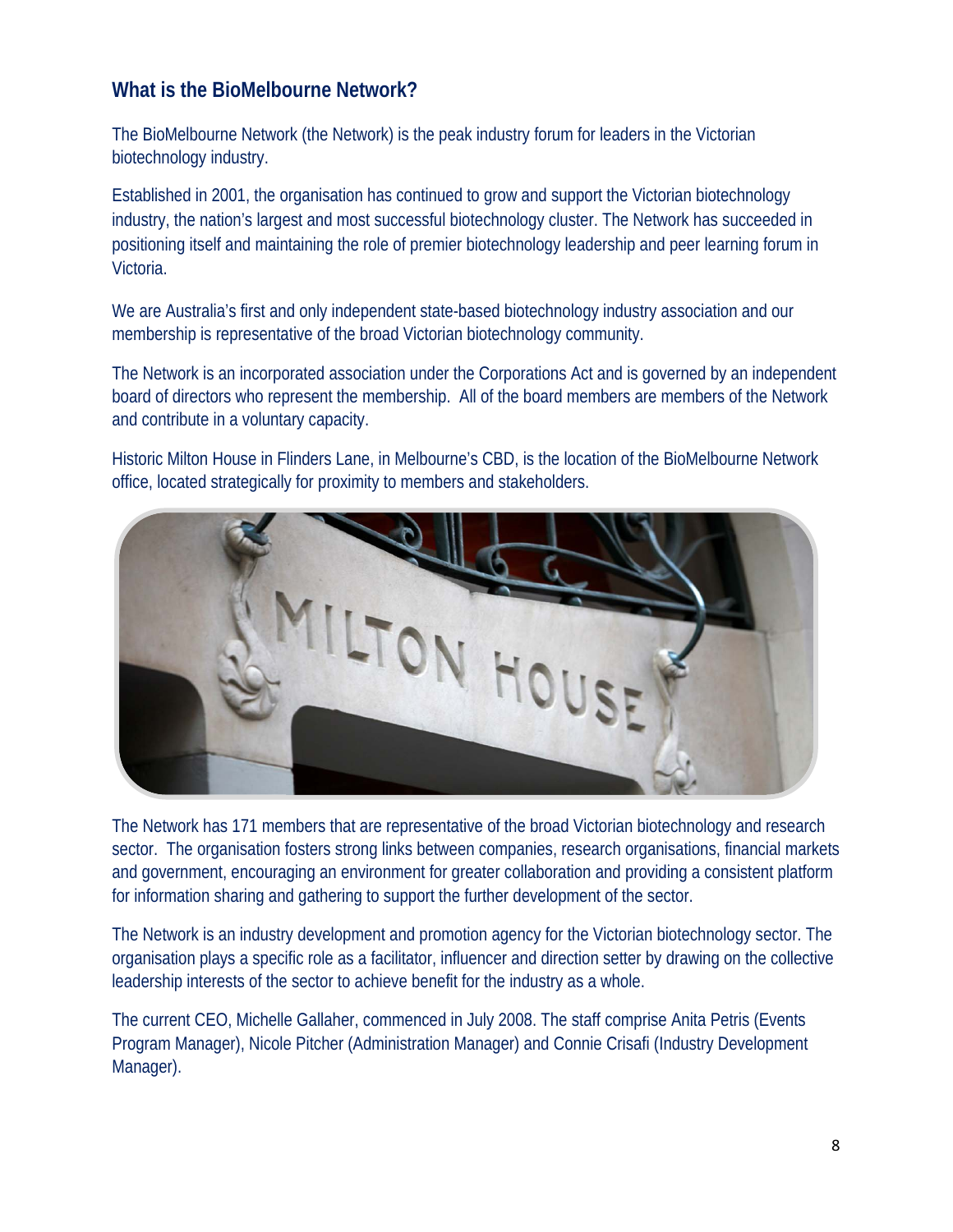## What is the BioMelbourne Network?

The BioMelbourne Network (the Network) is the peak industry forum for leaders in the Victorian biotechnology industry.

Established in 2001, the organisation has continued to grow and support the Victorian biotechnology industry, the nation's largest and most successful biotechnology cluster. The Network has succeeded in positioning itself and maintaining the role of premier biotechnology leadership and peer learning forum in Victoria.

We are Australia's first and only independent state-based biotechnology industry association and our membership is representative of the broad Victorian biotechnology community.

The Network is an incorporated association under the Corporations Act and is governed by an independent board of directors who represent the membership. All of the board members are members of the Network and contribute in a voluntary capacity.

Historic Milton House in Flinders Lane, in Melbourne's CBD, is the location of the BioMelbourne Network office, located strategically for proximity to members and stakeholders.

The Network has 171 members that are representative of the broad Victorian biotechnology and research sector. The organisation fosters strong links between companies, research organisations, financial markets and government, encouraging an environment for greater collaboration and providing a consistent platform for information sharing and gathering to support the further development of the sector.

The Network is an industry development and promotion agency for the Victorian biotechnology sector. The organisation plays a specific role as a facilitator, influencer and direction setter by drawing on the collective leadership interests of the sector to achieve benefit for the industry as a whole.

The current CEO, Michelle Gallaher, commenced in July 2008. The staff comprise Anita Petris (Events Program Manager), Nicole Pitcher (Administration Manager) and Connie Crisafi (Industry Development Manager).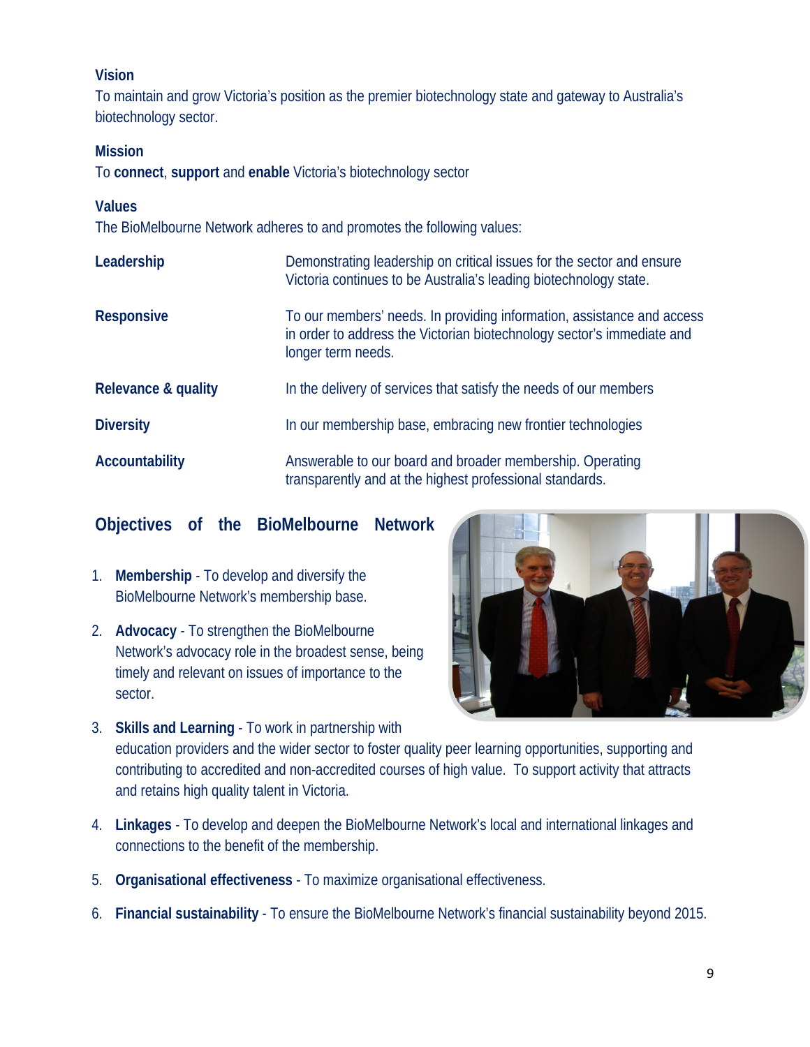### Vision

To maintain and grow Victoria's position as the premier biotechnology state and gateway to Australia's biotechnology sector.

### Mission

To **connect**, **support** and **enable** Victoria's biotechnology sector

### Values

The BioMelbourne Network adheres to and promotes the following values:

| | |
|---|---|
| **Leadership** | Demonstrating leadership on critical issues for the sector and ensure Victoria continues to be Australia's leading biotechnology state. |
| **Responsive** | To our members' needs. In providing information, assistance and access in order to address the Victorian biotechnology sector's immediate and longer term needs. |
| **Relevance & quality** | In the delivery of services that satisfy the needs of our members |
| **Diversity** | In our membership base, embracing new frontier technologies |
| **Accountability** | Answerable to our board and broader membership. Operating transparently and at the highest professional standards. |

## Objectives of the BioMelbourne Network

1. **Membership** - To develop and diversify the BioMelbourne Network's membership base.
2. **Advocacy** - To strengthen the BioMelbourne Network's advocacy role in the broadest sense, being timely and relevant on issues of importance to the sector.
3. **Skills and Learning** - To work in partnership with education providers and the wider sector to foster quality peer learning opportunities, supporting and contributing to accredited and non-accredited courses of high value. To support activity that attracts and retains high quality talent in Victoria.
4. **Linkages** - To develop and deepen the BioMelbourne Network's local and international linkages and connections to the benefit of the membership.
5. **Organisational effectiveness** - To maximize organisational effectiveness.
6. **Financial sustainability** - To ensure the BioMelbourne Network's financial sustainability beyond 2015.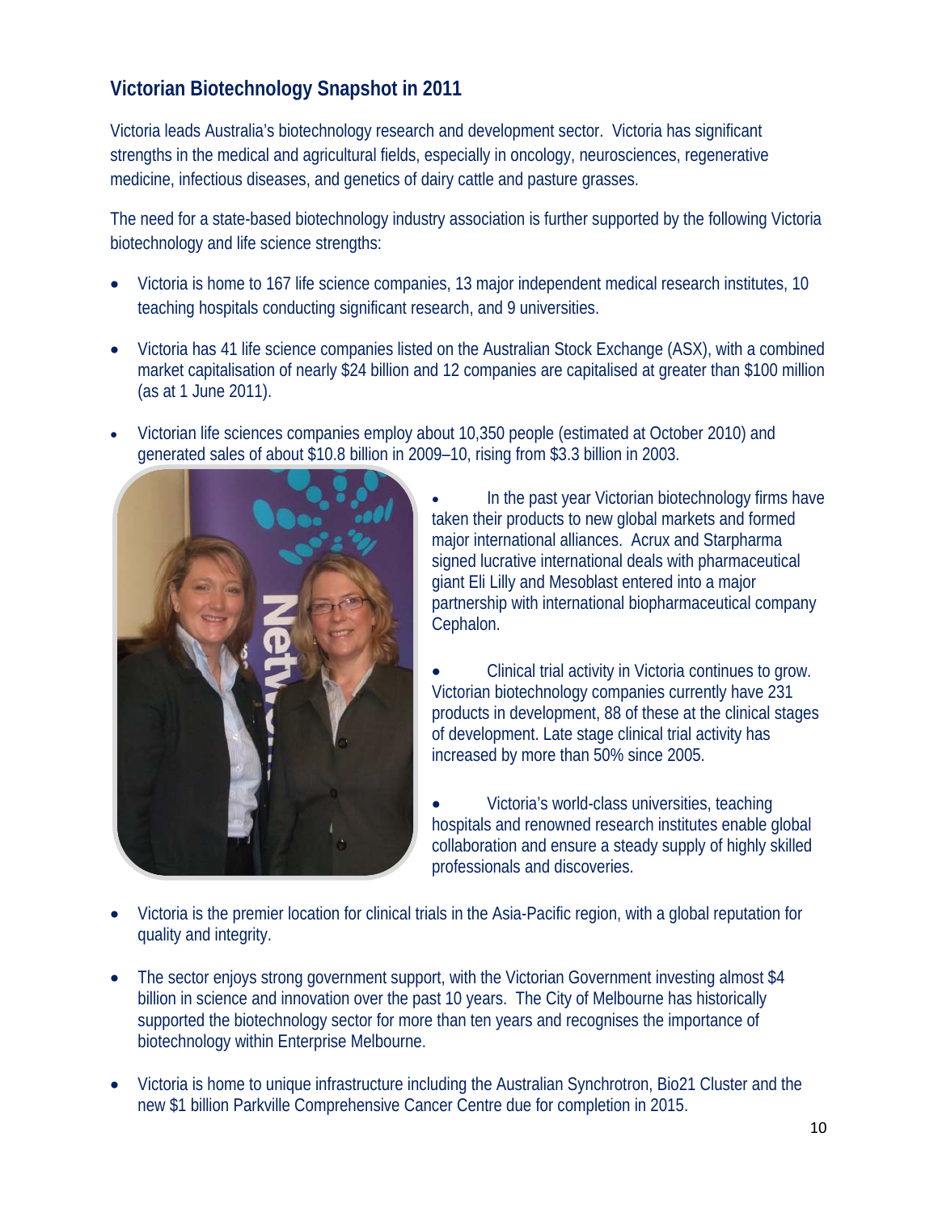## Victorian Biotechnology Snapshot in 2011

Victoria leads Australia's biotechnology research and development sector. Victoria has significant strengths in the medical and agricultural fields, especially in oncology, neurosciences, regenerative medicine, infectious diseases, and genetics of dairy cattle and pasture grasses.

The need for a state-based biotechnology industry association is further supported by the following Victoria biotechnology and life science strengths:

- Victoria is home to 167 life science companies, 13 major independent medical research institutes, 10 teaching hospitals conducting significant research, and 9 universities.
- Victoria has 41 life science companies listed on the Australian Stock Exchange (ASX), with a combined market capitalisation of nearly $24 billion and 12 companies are capitalised at greater than $100 million (as at 1 June 2011).
- Victorian life sciences companies employ about 10,350 people (estimated at October 2010) and generated sales of about $10.8 billion in 2009–10, rising from $3.3 billion in 2003.
- In the past year Victorian biotechnology firms have taken their products to new global markets and formed major international alliances. Acrux and Starpharma signed lucrative international deals with pharmaceutical giant Eli Lilly and Mesoblast entered into a major partnership with international biopharmaceutical company Cephalon.
- Clinical trial activity in Victoria continues to grow. Victorian biotechnology companies currently have 231 products in development, 88 of these at the clinical stages of development. Late stage clinical trial activity has increased by more than 50% since 2005.
- Victoria's world-class universities, teaching hospitals and renowned research institutes enable global collaboration and ensure a steady supply of highly skilled professionals and discoveries.
- Victoria is the premier location for clinical trials in the Asia-Pacific region, with a global reputation for quality and integrity.
- The sector enjoys strong government support, with the Victorian Government investing almost $4 billion in science and innovation over the past 10 years. The City of Melbourne has historically supported the biotechnology sector for more than ten years and recognises the importance of biotechnology within Enterprise Melbourne.
- Victoria is home to unique infrastructure including the Australian Synchrotron, Bio21 Cluster and the new $1 billion Parkville Comprehensive Cancer Centre due for completion in 2015.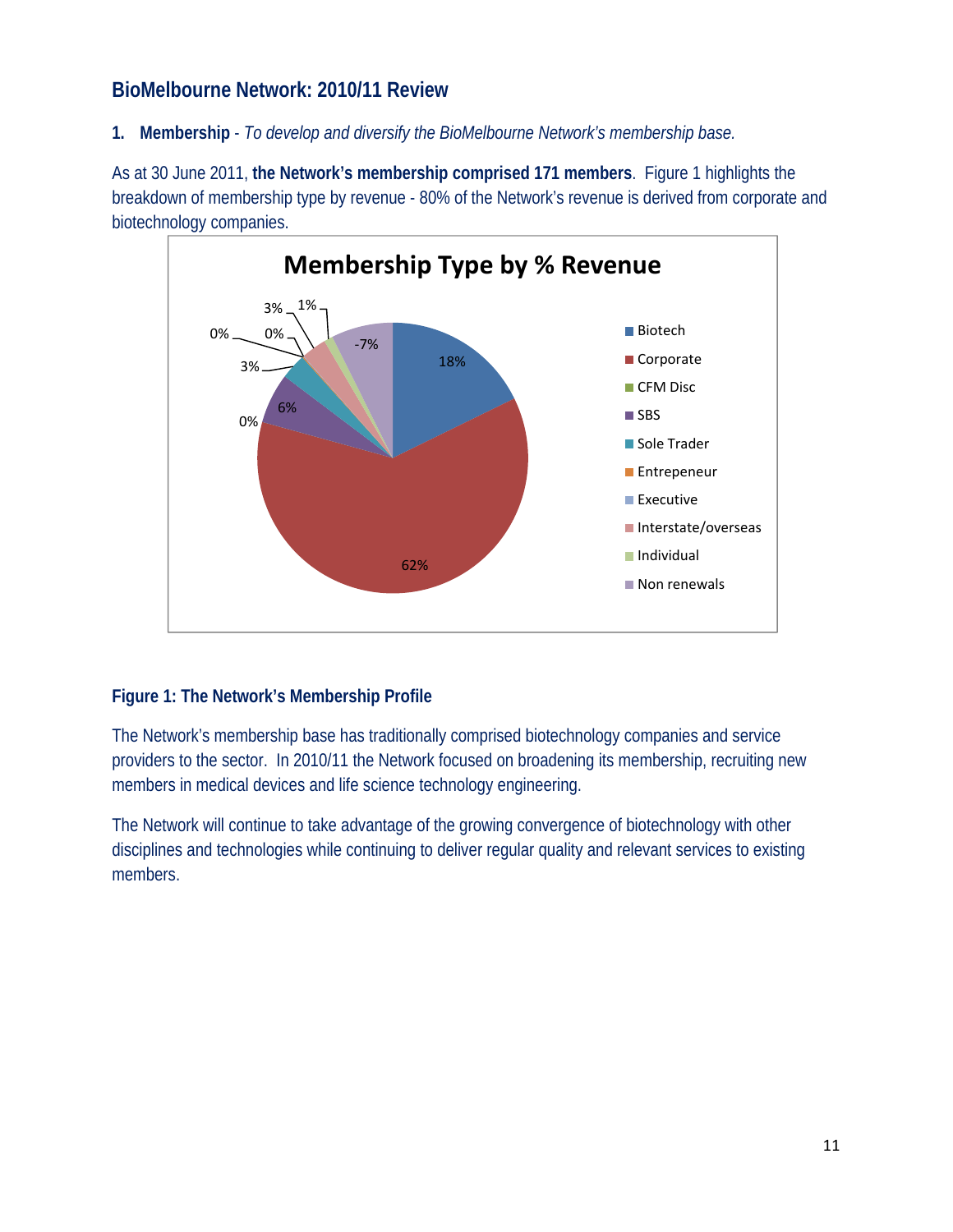## BioMelbourne Network: 2010/11 Review

**1. Membership** - *To develop and diversify the BioMelbourne Network's membership base.*

As at 30 June 2011, **the Network's membership comprised 171 members**. Figure 1 highlights the breakdown of membership type by revenue - 80% of the Network's revenue is derived from corporate and biotechnology companies.

**Figure 1: The Network's Membership Profile**

The Network's membership base has traditionally comprised biotechnology companies and service providers to the sector. In 2010/11 the Network focused on broadening its membership, recruiting new members in medical devices and life science technology engineering.

The Network will continue to take advantage of the growing convergence of biotechnology with other disciplines and technologies while continuing to deliver regular quality and relevant services to existing members.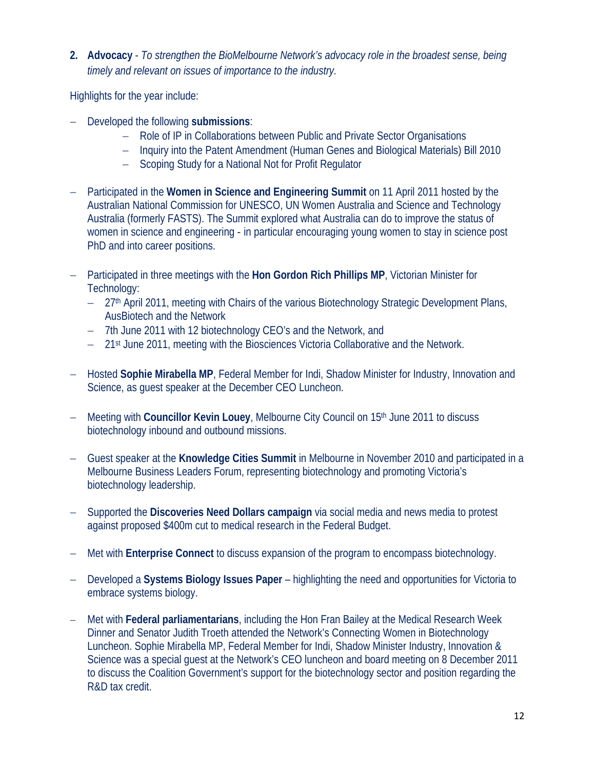2. **Advocacy** - *To strengthen the BioMelbourne Network's advocacy role in the broadest sense, being timely and relevant on issues of importance to the industry.*

Highlights for the year include:

- Developed the following **submissions**:
  - Role of IP in Collaborations between Public and Private Sector Organisations
  - Inquiry into the Patent Amendment (Human Genes and Biological Materials) Bill 2010
  - Scoping Study for a National Not for Profit Regulator

- Participated in the **Women in Science and Engineering Summit** on 11 April 2011 hosted by the Australian National Commission for UNESCO, UN Women Australia and Science and Technology Australia (formerly FASTS). The Summit explored what Australia can do to improve the status of women in science and engineering - in particular encouraging young women to stay in science post PhD and into career positions.

- Participated in three meetings with the **Hon Gordon Rich Phillips MP**, Victorian Minister for Technology:
  - 27th April 2011, meeting with Chairs of the various Biotechnology Strategic Development Plans, AusBiotech and the Network
  - 7th June 2011 with 12 biotechnology CEO's and the Network, and
  - 21st June 2011, meeting with the Biosciences Victoria Collaborative and the Network.

- Hosted **Sophie Mirabella MP**, Federal Member for Indi, Shadow Minister for Industry, Innovation and Science, as guest speaker at the December CEO Luncheon.

- Meeting with **Councillor Kevin Louey**, Melbourne City Council on 15th June 2011 to discuss biotechnology inbound and outbound missions.

- Guest speaker at the **Knowledge Cities Summit** in Melbourne in November 2010 and participated in a Melbourne Business Leaders Forum, representing biotechnology and promoting Victoria's biotechnology leadership.

- Supported the **Discoveries Need Dollars campaign** via social media and news media to protest against proposed $400m cut to medical research in the Federal Budget.

- Met with **Enterprise Connect** to discuss expansion of the program to encompass biotechnology.

- Developed a **Systems Biology Issues Paper** – highlighting the need and opportunities for Victoria to embrace systems biology.

- Met with **Federal parliamentarians**, including the Hon Fran Bailey at the Medical Research Week Dinner and Senator Judith Troeth attended the Network's Connecting Women in Biotechnology Luncheon. Sophie Mirabella MP, Federal Member for Indi, Shadow Minister Industry, Innovation & Science was a special guest at the Network's CEO luncheon and board meeting on 8 December 2011 to discuss the Coalition Government's support for the biotechnology sector and position regarding the R&D tax credit.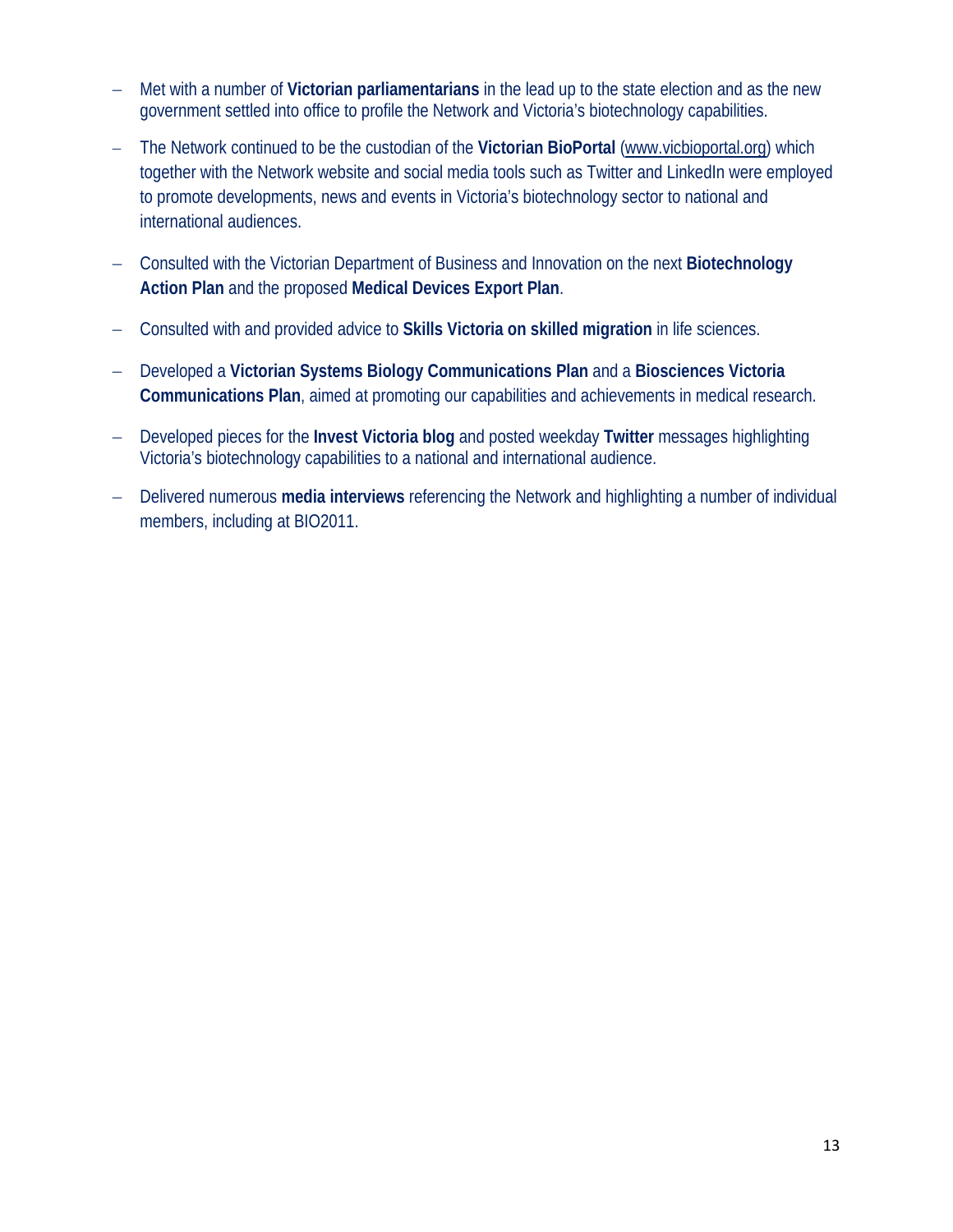- Met with a number of **Victorian parliamentarians** in the lead up to the state election and as the new government settled into office to profile the Network and Victoria's biotechnology capabilities.
- The Network continued to be the custodian of the **Victorian BioPortal** (www.vicbioportal.org) which together with the Network website and social media tools such as Twitter and LinkedIn were employed to promote developments, news and events in Victoria's biotechnology sector to national and international audiences.
- Consulted with the Victorian Department of Business and Innovation on the next **Biotechnology Action Plan** and the proposed **Medical Devices Export Plan**.
- Consulted with and provided advice to **Skills Victoria on skilled migration** in life sciences.
- Developed a **Victorian Systems Biology Communications Plan** and a **Biosciences Victoria Communications Plan**, aimed at promoting our capabilities and achievements in medical research.
- Developed pieces for the **Invest Victoria blog** and posted weekday **Twitter** messages highlighting Victoria's biotechnology capabilities to a national and international audience.
- Delivered numerous **media interviews** referencing the Network and highlighting a number of individual members, including at BIO2011.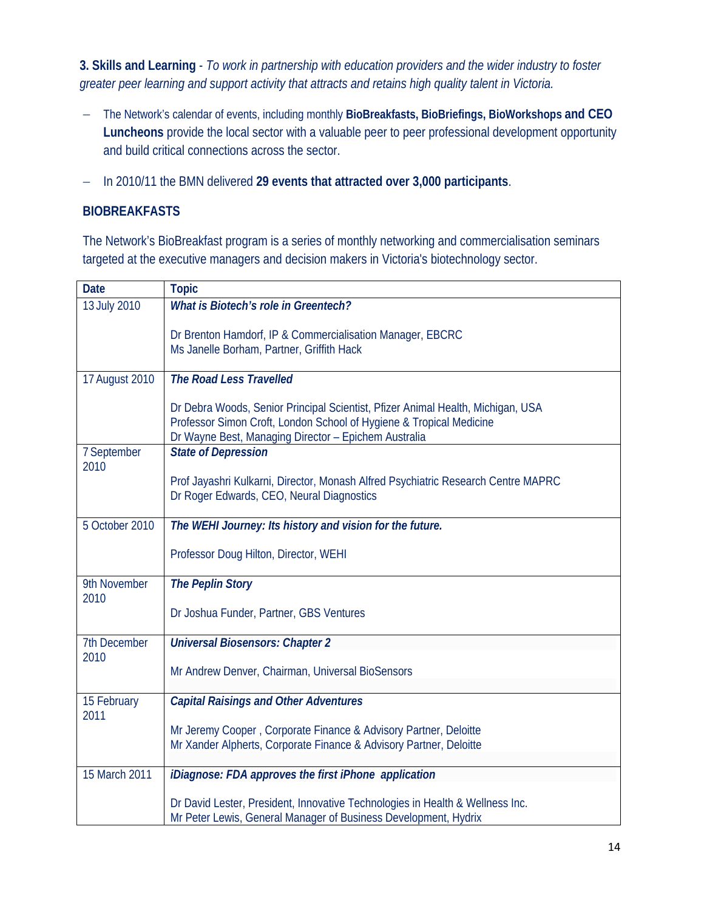**3. Skills and Learning** - *To work in partnership with education providers and the wider industry to foster greater peer learning and support activity that attracts and retains high quality talent in Victoria.*

- The Network's calendar of events, including monthly **BioBreakfasts, BioBriefings, BioWorkshops and CEO Luncheons** provide the local sector with a valuable peer to peer professional development opportunity and build critical connections across the sector.
- In 2010/11 the BMN delivered **29 events that attracted over 3,000 participants**.

### BIOBREAKFASTS

The Network's BioBreakfast program is a series of monthly networking and commercialisation seminars targeted at the executive managers and decision makers in Victoria's biotechnology sector.

| Date | Topic |
|---|---|
| 13 July 2010 | ***What is Biotech's role in Greentech?***<br><br>Dr Brenton Hamdorf, IP & Commercialisation Manager, EBCRC<br>Ms Janelle Borham, Partner, Griffith Hack |
| 17 August 2010 | ***The Road Less Travelled***<br><br>Dr Debra Woods, Senior Principal Scientist, Pfizer Animal Health, Michigan, USA<br>Professor Simon Croft, London School of Hygiene & Tropical Medicine<br>Dr Wayne Best, Managing Director – Epichem Australia |
| 7 September 2010 | ***State of Depression***<br><br>Prof Jayashri Kulkarni, Director, Monash Alfred Psychiatric Research Centre MAPRC<br>Dr Roger Edwards, CEO, Neural Diagnostics |
| 5 October 2010 | ***The WEHI Journey: Its history and vision for the future.***<br><br>Professor Doug Hilton, Director, WEHI |
| 9th November 2010 | ***The Peplin Story***<br><br>Dr Joshua Funder, Partner, GBS Ventures |
| 7th December 2010 | ***Universal Biosensors: Chapter 2***<br><br>Mr Andrew Denver, Chairman, Universal BioSensors |
| 15 February 2011 | ***Capital Raisings and Other Adventures***<br><br>Mr Jeremy Cooper , Corporate Finance & Advisory Partner, Deloitte<br>Mr Xander Alpherts, Corporate Finance & Advisory Partner, Deloitte |
| 15 March 2011 | ***iDiagnose: FDA approves the first iPhone application***<br><br>Dr David Lester, President, Innovative Technologies in Health & Wellness Inc.<br>Mr Peter Lewis, General Manager of Business Development, Hydrix |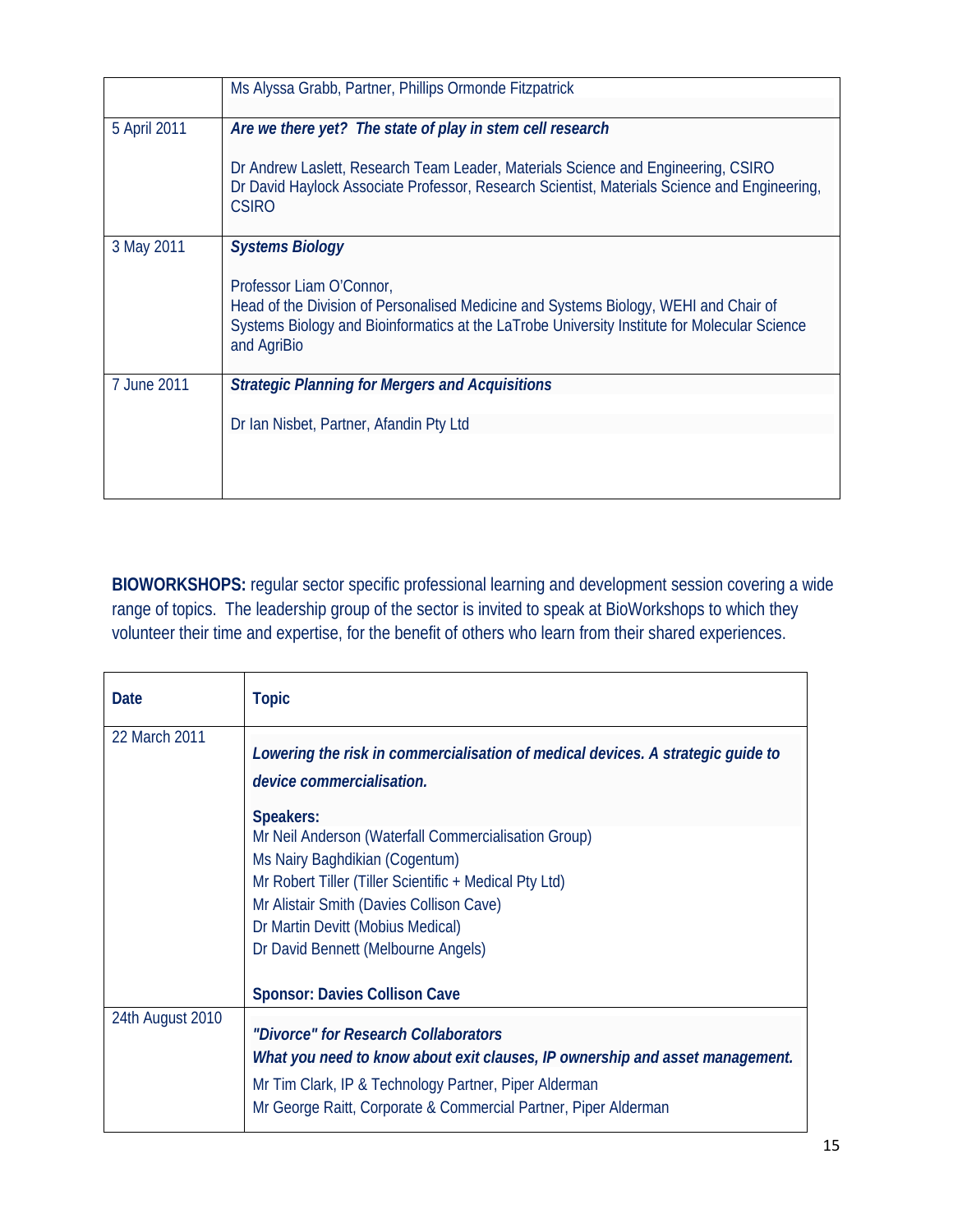|  |  |
|---|---|
|  | Ms Alyssa Grabb, Partner, Phillips Ormonde Fitzpatrick |
| 5 April 2011 | ***Are we there yet? The state of play in stem cell research***<br><br>Dr Andrew Laslett, Research Team Leader, Materials Science and Engineering, CSIRO<br>Dr David Haylock Associate Professor, Research Scientist, Materials Science and Engineering, CSIRO |
| 3 May 2011 | ***Systems Biology***<br><br>Professor Liam O'Connor,<br>Head of the Division of Personalised Medicine and Systems Biology, WEHI and Chair of Systems Biology and Bioinformatics at the LaTrobe University Institute for Molecular Science and AgriBio |
| 7 June 2011 | ***Strategic Planning for Mergers and Acquisitions***<br><br>Dr Ian Nisbet, Partner, Afandin Pty Ltd |

**BIOWORKSHOPS:** regular sector specific professional learning and development session covering a wide range of topics. The leadership group of the sector is invited to speak at BioWorkshops to which they volunteer their time and expertise, for the benefit of others who learn from their shared experiences.

| Date | Topic |
|---|---|
| 22 March 2011 | ***Lowering the risk in commercialisation of medical devices. A strategic guide to device commercialisation.***<br><br>**Speakers:**<br>Mr Neil Anderson (Waterfall Commercialisation Group)<br>Ms Nairy Baghdikian (Cogentum)<br>Mr Robert Tiller (Tiller Scientific + Medical Pty Ltd)<br>Mr Alistair Smith (Davies Collison Cave)<br>Dr Martin Devitt (Mobius Medical)<br>Dr David Bennett (Melbourne Angels)<br><br>**Sponsor: Davies Collison Cave** |
| 24th August 2010 | ***"Divorce" for Research Collaborators***<br>***What you need to know about exit clauses, IP ownership and asset management.***<br>Mr Tim Clark, IP & Technology Partner, Piper Alderman<br>Mr George Raitt, Corporate & Commercial Partner, Piper Alderman |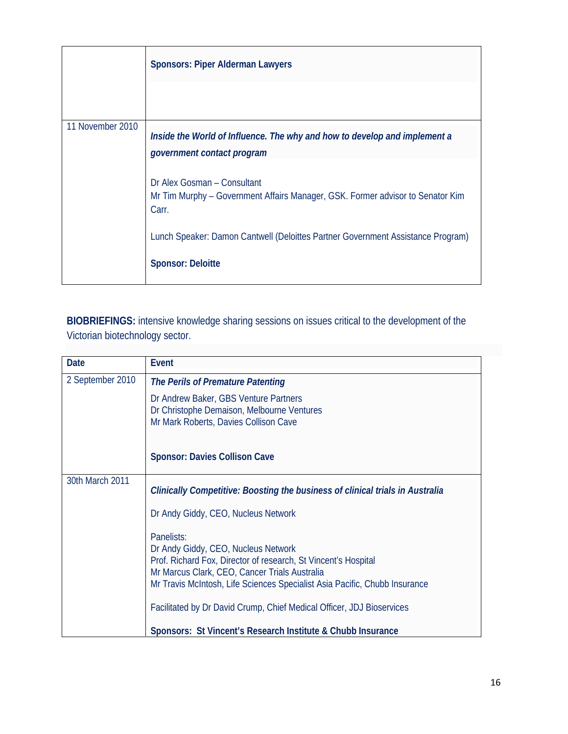| | |
|---|---|
| | **Sponsors: Piper Alderman Lawyers** |
| 11 November 2010 | ***Inside the World of Influence. The why and how to develop and implement a government contact program***<br><br>Dr Alex Gosman – Consultant<br>Mr Tim Murphy – Government Affairs Manager, GSK. Former advisor to Senator Kim Carr.<br><br>Lunch Speaker: Damon Cantwell (Deloittes Partner Government Assistance Program)<br><br>**Sponsor: Deloitte** |

**BIOBRIEFINGS:** intensive knowledge sharing sessions on issues critical to the development of the Victorian biotechnology sector.

| Date | Event |
|---|---|
| 2 September 2010 | ***The Perils of Premature Patenting***<br><br>Dr Andrew Baker, GBS Venture Partners<br>Dr Christophe Demaison, Melbourne Ventures<br>Mr Mark Roberts, Davies Collison Cave<br><br>**Sponsor: Davies Collison Cave** |
| 30th March 2011 | ***Clinically Competitive: Boosting the business of clinical trials in Australia***<br><br>Dr Andy Giddy, CEO, Nucleus Network<br><br>Panelists:<br>Dr Andy Giddy, CEO, Nucleus Network<br>Prof. Richard Fox, Director of research, St Vincent's Hospital<br>Mr Marcus Clark, CEO, Cancer Trials Australia<br>Mr Travis McIntosh, Life Sciences Specialist Asia Pacific, Chubb Insurance<br><br>Facilitated by Dr David Crump, Chief Medical Officer, JDJ Bioservices<br><br>**Sponsors: St Vincent's Research Institute & Chubb Insurance** |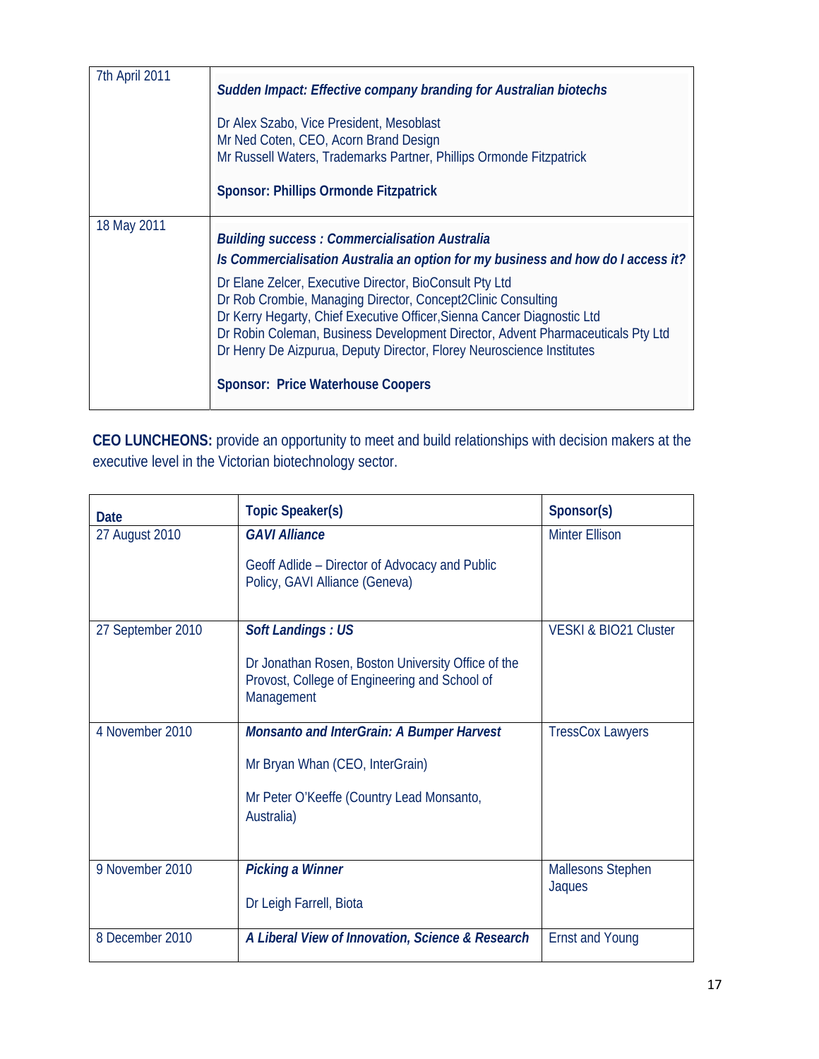| | |
|---|---|
| 7th April 2011 | ***Sudden Impact: Effective company branding for Australian biotechs***<br><br>Dr Alex Szabo, Vice President, Mesoblast<br>Mr Ned Coten, CEO, Acorn Brand Design<br>Mr Russell Waters, Trademarks Partner, Phillips Ormonde Fitzpatrick<br><br>**Sponsor: Phillips Ormonde Fitzpatrick** |
| 18 May 2011 | ***Building success : Commercialisation Australia***<br>***Is Commercialisation Australia an option for my business and how do I access it?***<br><br>Dr Elane Zelcer, Executive Director, BioConsult Pty Ltd<br>Dr Rob Crombie, Managing Director, Concept2Clinic Consulting<br>Dr Kerry Hegarty, Chief Executive Officer,Sienna Cancer Diagnostic Ltd<br>Dr Robin Coleman, Business Development Director, Advent Pharmaceuticals Pty Ltd<br>Dr Henry De Aizpurua, Deputy Director, Florey Neuroscience Institutes<br><br>**Sponsor: Price Waterhouse Coopers** |

**CEO LUNCHEONS:** provide an opportunity to meet and build relationships with decision makers at the executive level in the Victorian biotechnology sector.

| Date | Topic Speaker(s) | Sponsor(s) |
|---|---|---|
| 27 August 2010 | ***GAVI Alliance***<br><br>Geoff Adlide – Director of Advocacy and Public Policy, GAVI Alliance (Geneva) | Minter Ellison |
| 27 September 2010 | ***Soft Landings : US***<br><br>Dr Jonathan Rosen, Boston University Office of the Provost, College of Engineering and School of Management | VESKI & BIO21 Cluster |
| 4 November 2010 | ***Monsanto and InterGrain: A Bumper Harvest***<br><br>Mr Bryan Whan (CEO, InterGrain)<br><br>Mr Peter O'Keeffe (Country Lead Monsanto, Australia) | TressCox Lawyers |
| 9 November 2010 | ***Picking a Winner***<br><br>Dr Leigh Farrell, Biota | Mallesons Stephen Jaques |
| 8 December 2010 | ***A Liberal View of Innovation, Science & Research*** | Ernst and Young |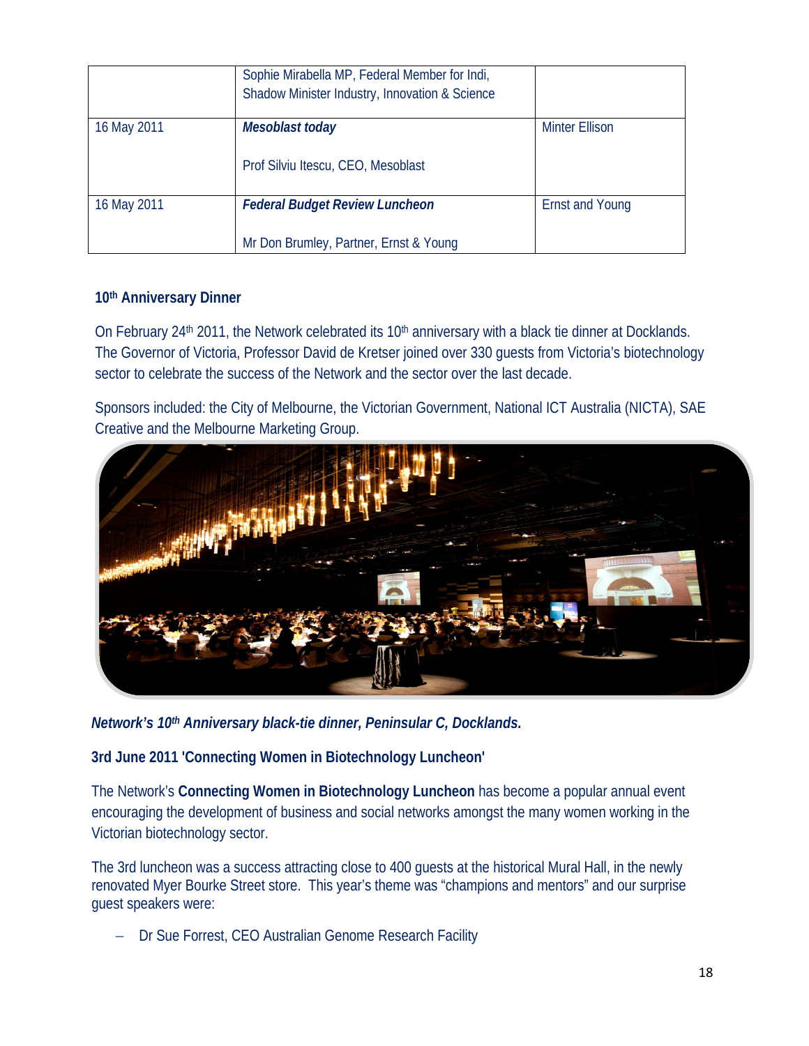| | | |
|---|---|---|
| | Sophie Mirabella MP, Federal Member for Indi, Shadow Minister Industry, Innovation & Science | |
| 16 May 2011 | ***Mesoblast today***<br><br>Prof Silviu Itescu, CEO, Mesoblast | Minter Ellison |
| 16 May 2011 | ***Federal Budget Review Luncheon***<br><br>Mr Don Brumley, Partner, Ernst & Young | Ernst and Young |

### 10th Anniversary Dinner

On February 24th 2011, the Network celebrated its 10th anniversary with a black tie dinner at Docklands. The Governor of Victoria, Professor David de Kretser joined over 330 guests from Victoria's biotechnology sector to celebrate the success of the Network and the sector over the last decade.

Sponsors included: the City of Melbourne, the Victorian Government, National ICT Australia (NICTA), SAE Creative and the Melbourne Marketing Group.

***Network's 10th Anniversary black-tie dinner, Peninsular C, Docklands.***

### 3rd June 2011 'Connecting Women in Biotechnology Luncheon'

The Network's **Connecting Women in Biotechnology Luncheon** has become a popular annual event encouraging the development of business and social networks amongst the many women working in the Victorian biotechnology sector.

The 3rd luncheon was a success attracting close to 400 guests at the historical Mural Hall, in the newly renovated Myer Bourke Street store. This year's theme was "champions and mentors" and our surprise guest speakers were:

- Dr Sue Forrest, CEO Australian Genome Research Facility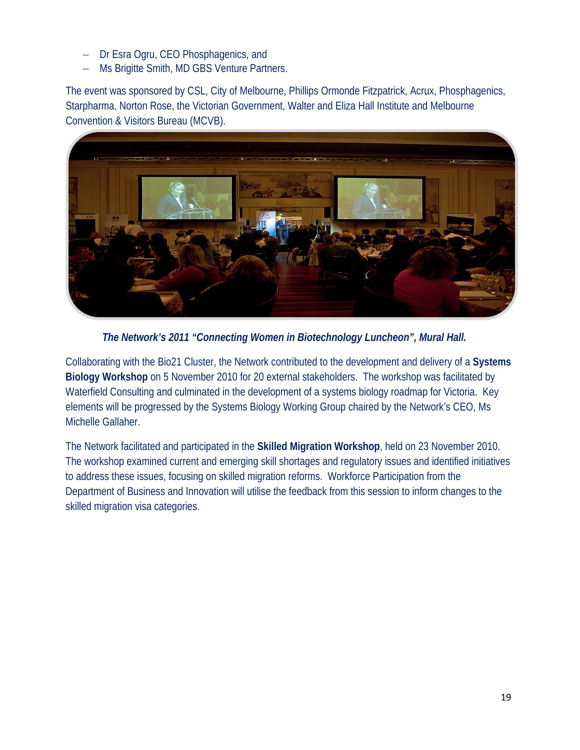- Dr Esra Ogru, CEO Phosphagenics, and
- Ms Brigitte Smith, MD GBS Venture Partners.

The event was sponsored by CSL, City of Melbourne, Phillips Ormonde Fitzpatrick, Acrux, Phosphagenics, Starpharma, Norton Rose, the Victorian Government, Walter and Eliza Hall Institute and Melbourne Convention & Visitors Bureau (MCVB).

***The Network's 2011 "Connecting Women in Biotechnology Luncheon", Mural Hall.***

Collaborating with the Bio21 Cluster, the Network contributed to the development and delivery of a **Systems Biology Workshop** on 5 November 2010 for 20 external stakeholders. The workshop was facilitated by Waterfield Consulting and culminated in the development of a systems biology roadmap for Victoria. Key elements will be progressed by the Systems Biology Working Group chaired by the Network's CEO, Ms Michelle Gallaher.

The Network facilitated and participated in the **Skilled Migration Workshop**, held on 23 November 2010. The workshop examined current and emerging skill shortages and regulatory issues and identified initiatives to address these issues, focusing on skilled migration reforms. Workforce Participation from the Department of Business and Innovation will utilise the feedback from this session to inform changes to the skilled migration visa categories.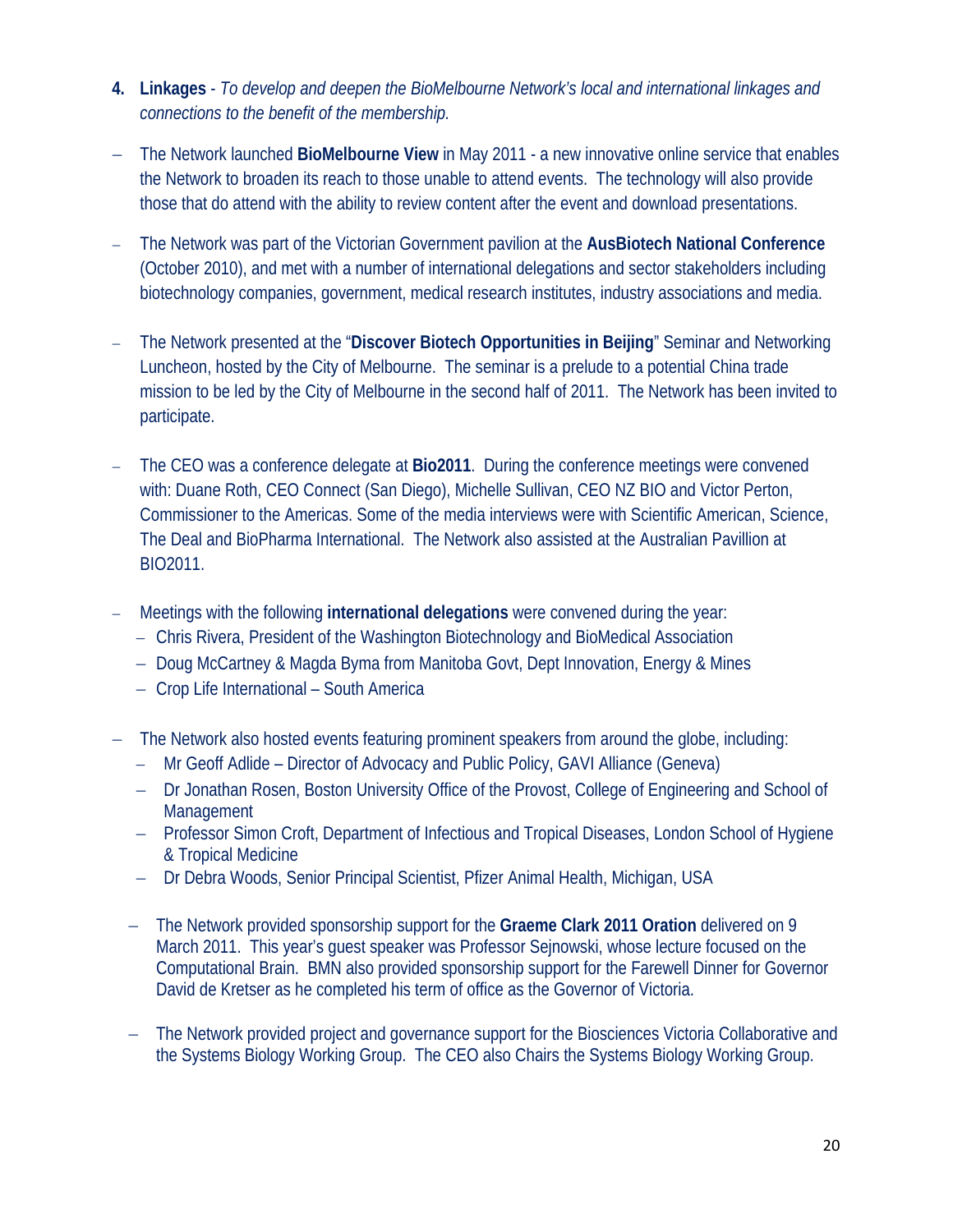4. **Linkages** - *To develop and deepen the BioMelbourne Network's local and international linkages and connections to the benefit of the membership.*

- The Network launched **BioMelbourne View** in May 2011 - a new innovative online service that enables the Network to broaden its reach to those unable to attend events. The technology will also provide those that do attend with the ability to review content after the event and download presentations.

- The Network was part of the Victorian Government pavilion at the **AusBiotech National Conference** (October 2010), and met with a number of international delegations and sector stakeholders including biotechnology companies, government, medical research institutes, industry associations and media.

- The Network presented at the "**Discover Biotech Opportunities in Beijing**" Seminar and Networking Luncheon, hosted by the City of Melbourne. The seminar is a prelude to a potential China trade mission to be led by the City of Melbourne in the second half of 2011. The Network has been invited to participate.

- The CEO was a conference delegate at **Bio2011**. During the conference meetings were convened with: Duane Roth, CEO Connect (San Diego), Michelle Sullivan, CEO NZ BIO and Victor Perton, Commissioner to the Americas. Some of the media interviews were with Scientific American, Science, The Deal and BioPharma International. The Network also assisted at the Australian Pavillion at BIO2011.

- Meetings with the following **international delegations** were convened during the year:
  - Chris Rivera, President of the Washington Biotechnology and BioMedical Association
  - Doug McCartney & Magda Byma from Manitoba Govt, Dept Innovation, Energy & Mines
  - Crop Life International – South America

- The Network also hosted events featuring prominent speakers from around the globe, including:
  - Mr Geoff Adlide – Director of Advocacy and Public Policy, GAVI Alliance (Geneva)
  - Dr Jonathan Rosen, Boston University Office of the Provost, College of Engineering and School of Management
  - Professor Simon Croft, Department of Infectious and Tropical Diseases, London School of Hygiene & Tropical Medicine
  - Dr Debra Woods, Senior Principal Scientist, Pfizer Animal Health, Michigan, USA

- The Network provided sponsorship support for the **Graeme Clark 2011 Oration** delivered on 9 March 2011. This year's guest speaker was Professor Sejnowski, whose lecture focused on the Computational Brain. BMN also provided sponsorship support for the Farewell Dinner for Governor David de Kretser as he completed his term of office as the Governor of Victoria.

- The Network provided project and governance support for the Biosciences Victoria Collaborative and the Systems Biology Working Group. The CEO also Chairs the Systems Biology Working Group.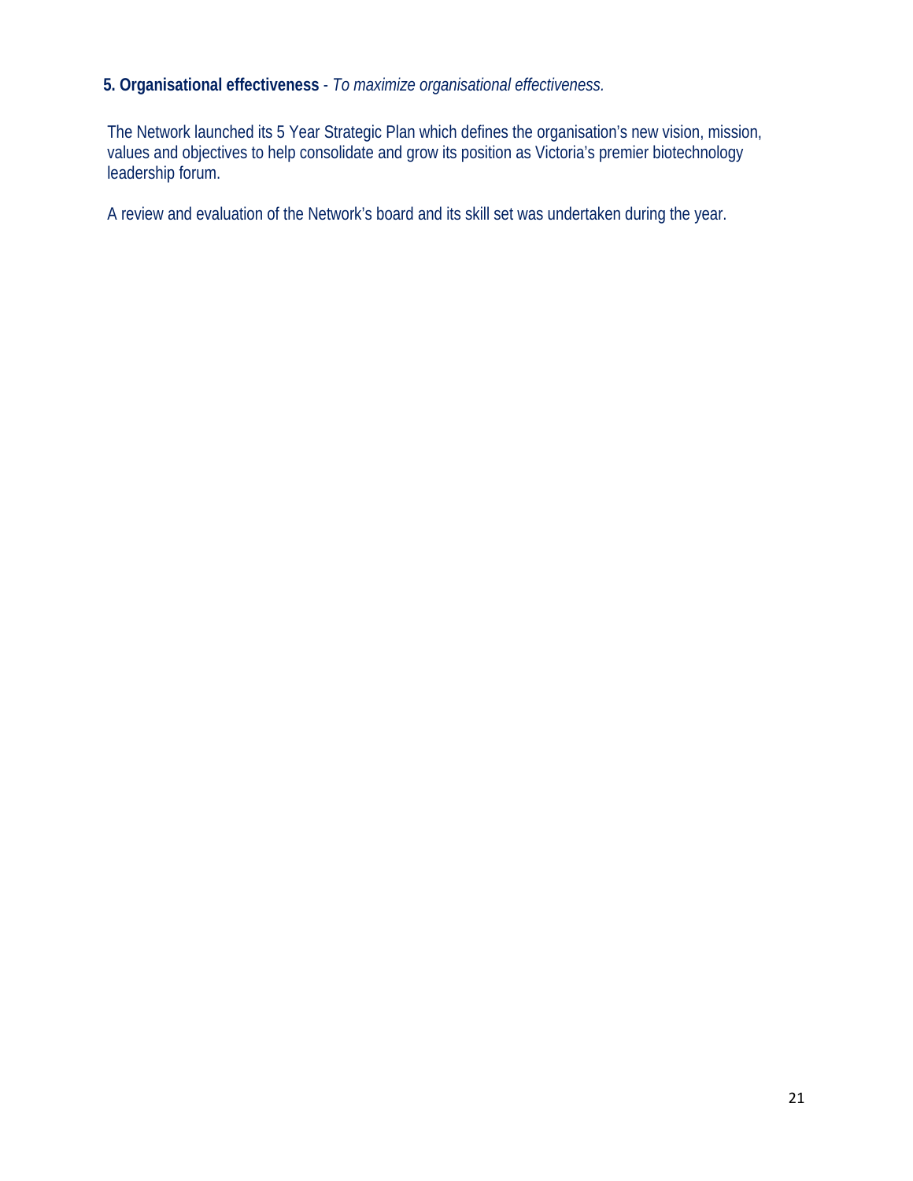**5. Organisational effectiveness** - *To maximize organisational effectiveness.*

The Network launched its 5 Year Strategic Plan which defines the organisation's new vision, mission, values and objectives to help consolidate and grow its position as Victoria's premier biotechnology leadership forum.

A review and evaluation of the Network's board and its skill set was undertaken during the year.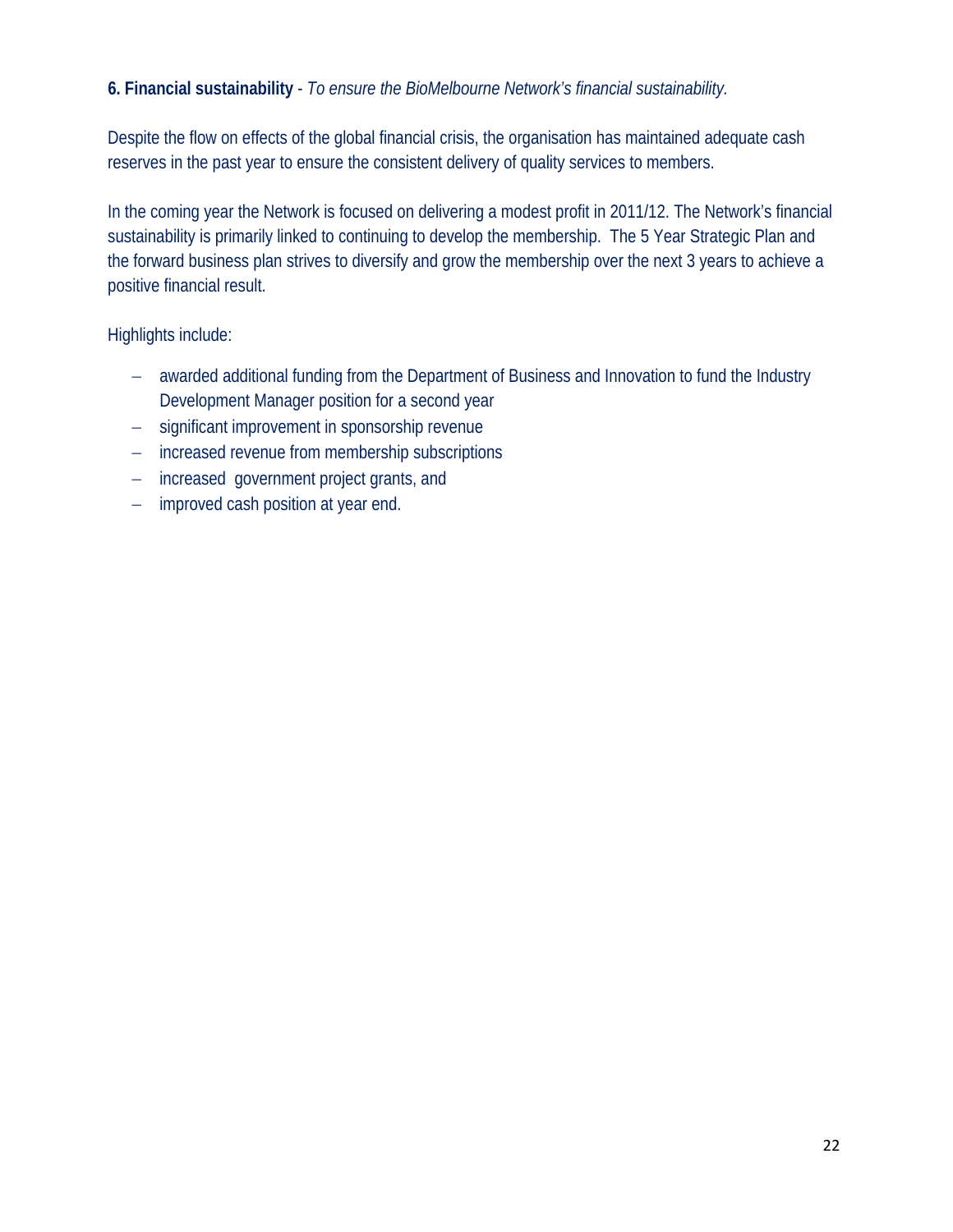**6. Financial sustainability** - *To ensure the BioMelbourne Network's financial sustainability.*

Despite the flow on effects of the global financial crisis, the organisation has maintained adequate cash reserves in the past year to ensure the consistent delivery of quality services to members.

In the coming year the Network is focused on delivering a modest profit in 2011/12. The Network's financial sustainability is primarily linked to continuing to develop the membership. The 5 Year Strategic Plan and the forward business plan strives to diversify and grow the membership over the next 3 years to achieve a positive financial result.

Highlights include:

- awarded additional funding from the Department of Business and Innovation to fund the Industry Development Manager position for a second year
- significant improvement in sponsorship revenue
- increased revenue from membership subscriptions
- increased government project grants, and
- improved cash position at year end.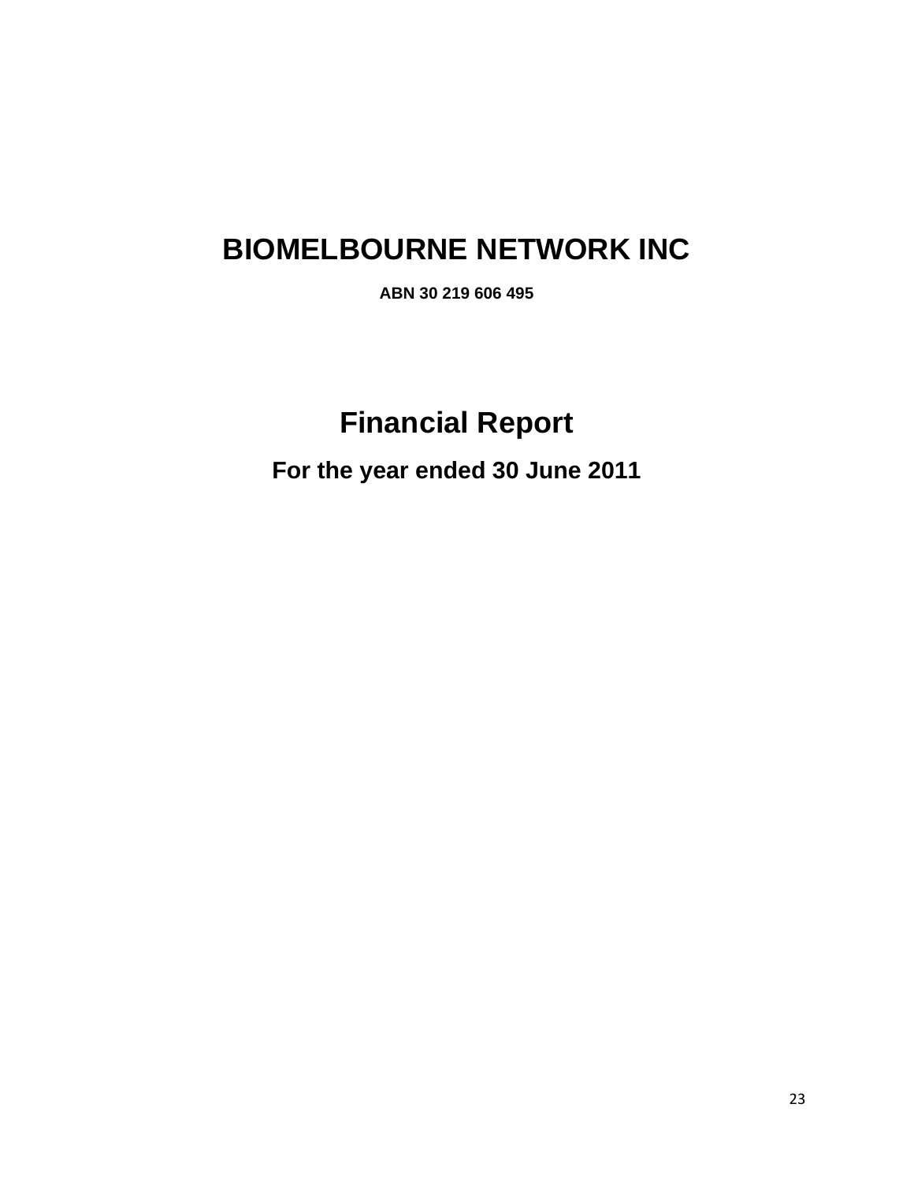# BIOMELBOURNE NETWORK INC

**ABN 30 219 606 495**

# Financial Report

## For the year ended 30 June 2011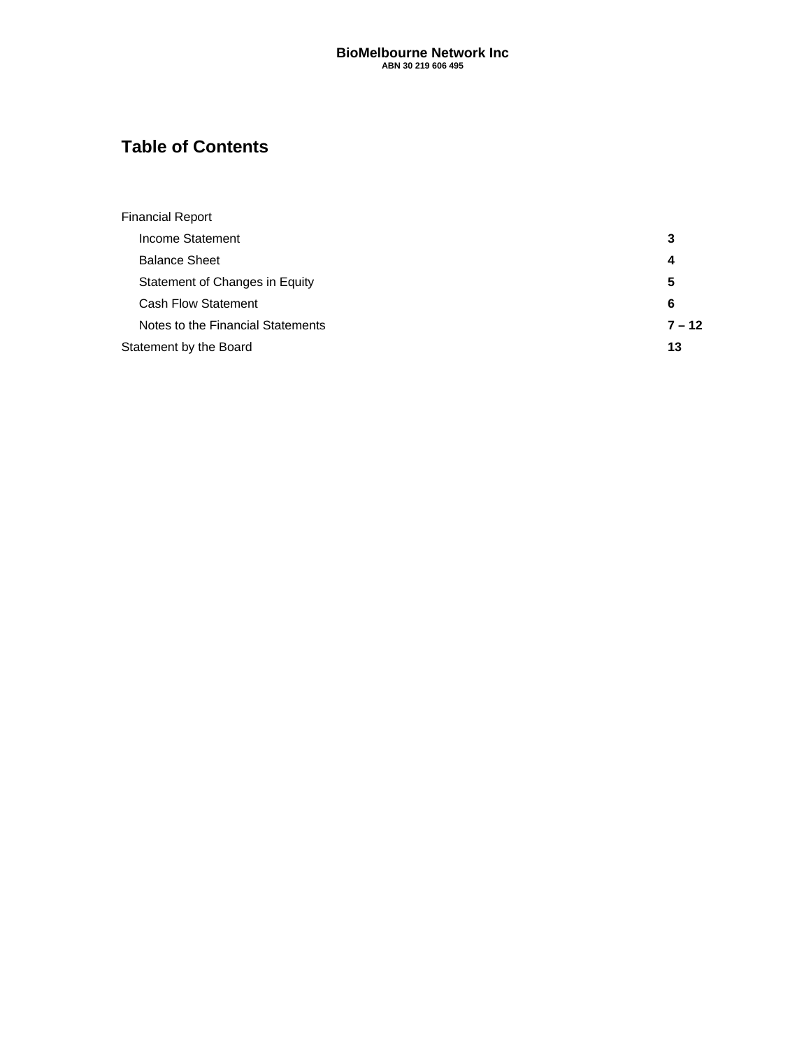**BioMelbourne Network Inc**
**ABN 30 219 606 495**

## Table of Contents

| | |
|---|---|
| Financial Report | |
| Income Statement | **3** |
| Balance Sheet | **4** |
| Statement of Changes in Equity | **5** |
| Cash Flow Statement | **6** |
| Notes to the Financial Statements | **7 – 12** |
| Statement by the Board | **13** |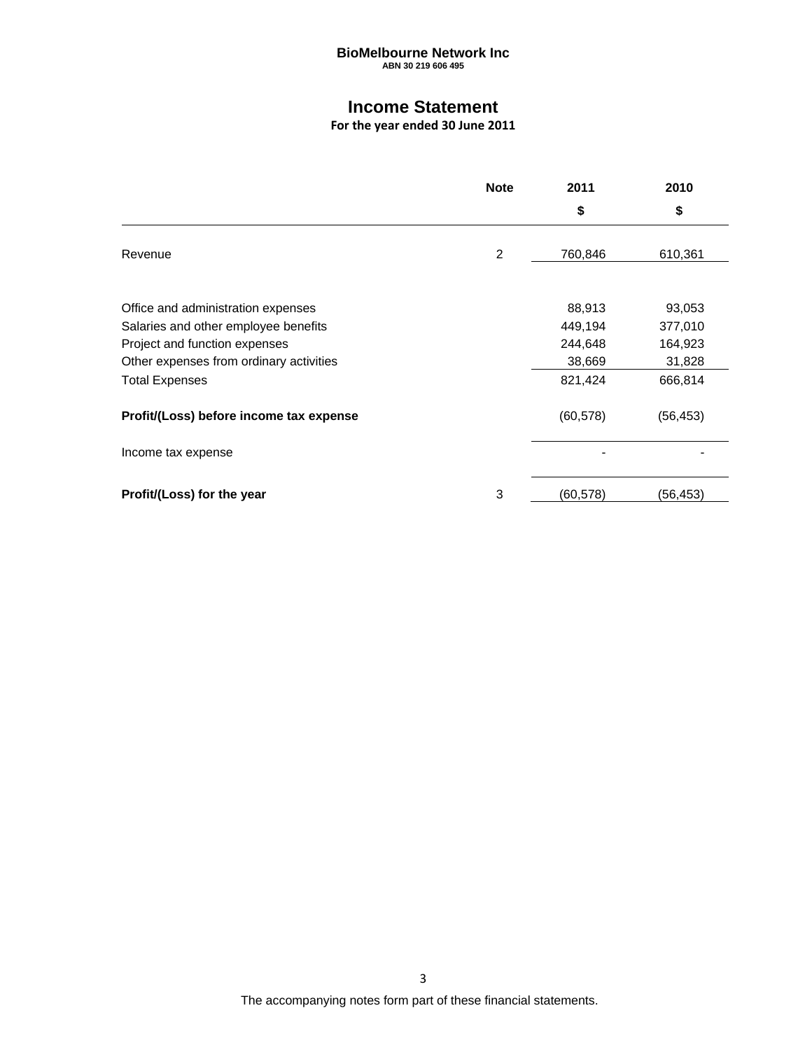**BioMelbourne Network Inc**
ABN 30 219 606 495

# Income Statement

**For the year ended 30 June 2011**

| | Note | 2011 | 2010 |
|---|---|---|---|
| | | $ | $ |
| Revenue | 2 | 760,846 | 610,361 |
| | | | |
| Office and administration expenses | | 88,913 | 93,053 |
| Salaries and other employee benefits | | 449,194 | 377,010 |
| Project and function expenses | | 244,648 | 164,923 |
| Other expenses from ordinary activities | | 38,669 | 31,828 |
| Total Expenses | | 821,424 | 666,814 |
| **Profit/(Loss) before income tax expense** | | (60,578) | (56,453) |
| Income tax expense | | - | - |
| **Profit/(Loss) for the year** | 3 | (60,578) | (56,453) |

The accompanying notes form part of these financial statements.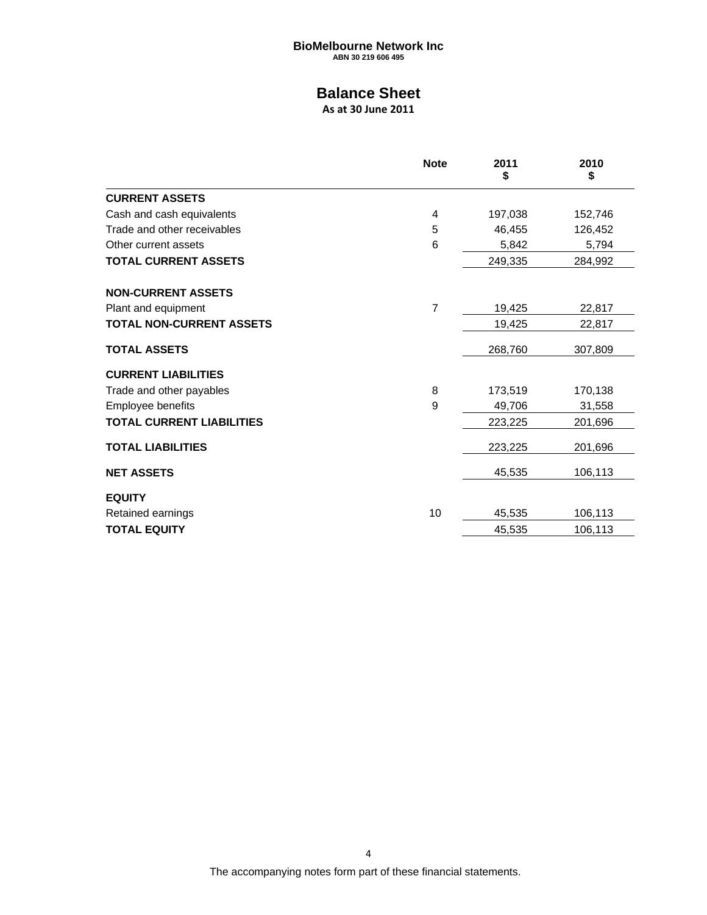**BioMelbourne Network Inc**
**ABN 30 219 606 495**

# Balance Sheet

**As at 30 June 2011**

| | Note | 2011 $ | 2010 $ |
|---|---|---|---|
| **CURRENT ASSETS** | | | |
| Cash and cash equivalents | 4 | 197,038 | 152,746 |
| Trade and other receivables | 5 | 46,455 | 126,452 |
| Other current assets | 6 | 5,842 | 5,794 |
| **TOTAL CURRENT ASSETS** | | 249,335 | 284,992 |
| **NON-CURRENT ASSETS** | | | |
| Plant and equipment | 7 | 19,425 | 22,817 |
| **TOTAL NON-CURRENT ASSETS** | | 19,425 | 22,817 |
| **TOTAL ASSETS** | | 268,760 | 307,809 |
| **CURRENT LIABILITIES** | | | |
| Trade and other payables | 8 | 173,519 | 170,138 |
| Employee benefits | 9 | 49,706 | 31,558 |
| **TOTAL CURRENT LIABILITIES** | | 223,225 | 201,696 |
| **TOTAL LIABILITIES** | | 223,225 | 201,696 |
| **NET ASSETS** | | 45,535 | 106,113 |
| **EQUITY** | | | |
| Retained earnings | 10 | 45,535 | 106,113 |
| **TOTAL EQUITY** | | 45,535 | 106,113 |

The accompanying notes form part of these financial statements.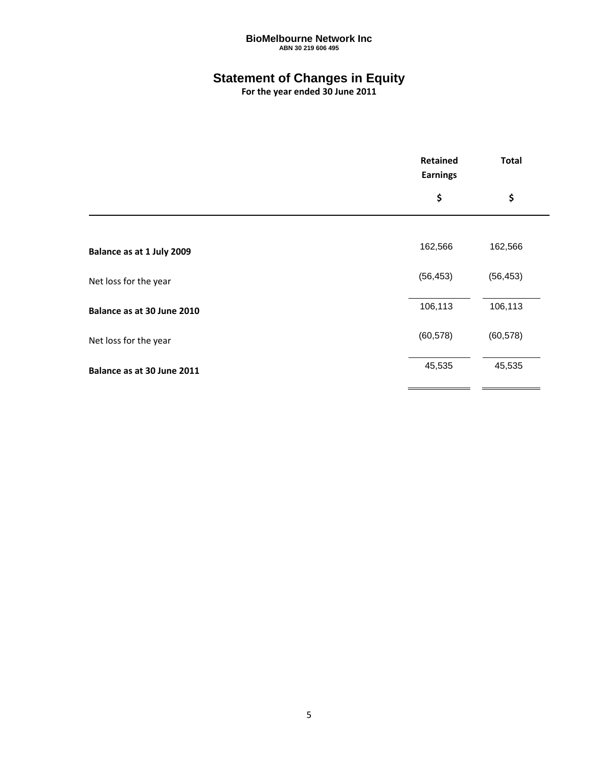**BioMelbourne Network Inc**
**ABN 30 219 606 495**

# Statement of Changes in Equity

**For the year ended 30 June 2011**

| | Retained Earnings | Total |
|---|---|---|
| | $ | $ |
| **Balance as at 1 July 2009** | 162,566 | 162,566 |
| Net loss for the year | (56,453) | (56,453) |
| **Balance as at 30 June 2010** | 106,113 | 106,113 |
| Net loss for the year | (60,578) | (60,578) |
| **Balance as at 30 June 2011** | 45,535 | 45,535 |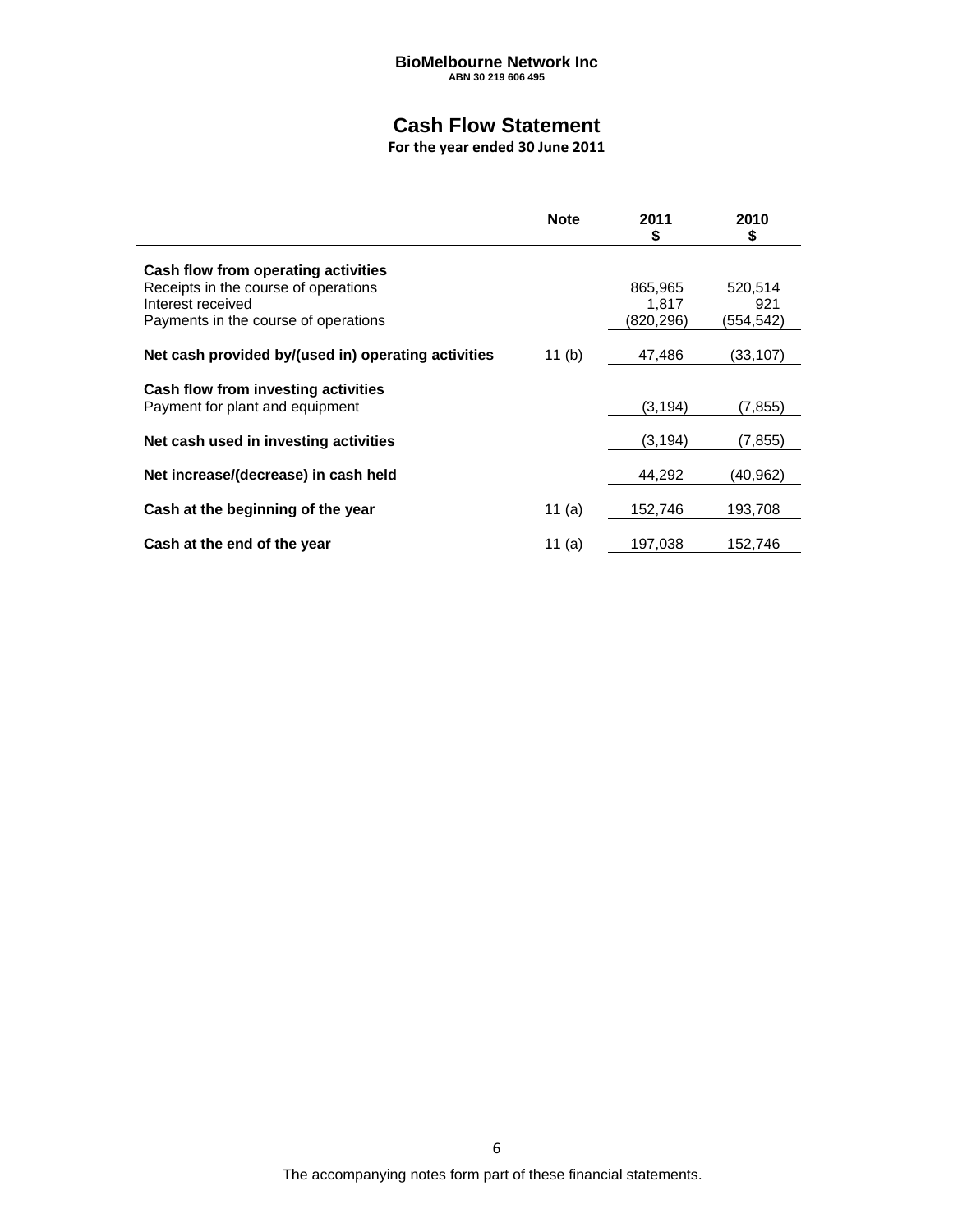**BioMelbourne Network Inc**
**ABN 30 219 606 495**

# Cash Flow Statement

**For the year ended 30 June 2011**

| | Note | 2011 $ | 2010 $ |
|---|---|---|---|
| **Cash flow from operating activities** | | | |
| Receipts in the course of operations | | 865,965 | 520,514 |
| Interest received | | 1,817 | 921 |
| Payments in the course of operations | | (820,296) | (554,542) |
| **Net cash provided by/(used in) operating activities** | 11 (b) | 47,486 | (33,107) |
| **Cash flow from investing activities** | | | |
| Payment for plant and equipment | | (3,194) | (7,855) |
| **Net cash used in investing activities** | | (3,194) | (7,855) |
| **Net increase/(decrease) in cash held** | | 44,292 | (40,962) |
| **Cash at the beginning of the year** | 11 (a) | 152,746 | 193,708 |
| **Cash at the end of the year** | 11 (a) | 197,038 | 152,746 |

The accompanying notes form part of these financial statements.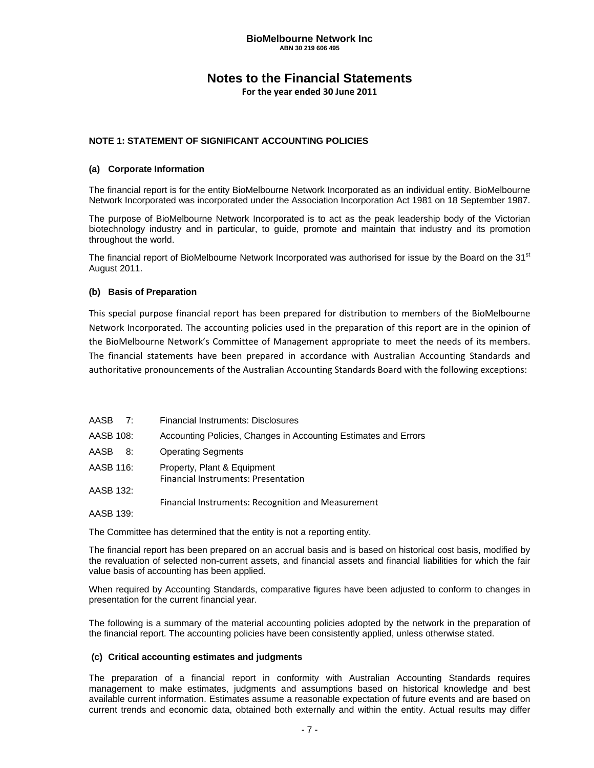**BioMelbourne Network Inc**
**ABN 30 219 606 495**

# Notes to the Financial Statements

**For the year ended 30 June 2011**

## NOTE 1: STATEMENT OF SIGNIFICANT ACCOUNTING POLICIES

### (a) Corporate Information

The financial report is for the entity BioMelbourne Network Incorporated as an individual entity. BioMelbourne Network Incorporated was incorporated under the Association Incorporation Act 1981 on 18 September 1987.

The purpose of BioMelbourne Network Incorporated is to act as the peak leadership body of the Victorian biotechnology industry and in particular, to guide, promote and maintain that industry and its promotion throughout the world.

The financial report of BioMelbourne Network Incorporated was authorised for issue by the Board on the 31st August 2011.

### (b) Basis of Preparation

This special purpose financial report has been prepared for distribution to members of the BioMelbourne Network Incorporated. The accounting policies used in the preparation of this report are in the opinion of the BioMelbourne Network's Committee of Management appropriate to meet the needs of its members. The financial statements have been prepared in accordance with Australian Accounting Standards and authoritative pronouncements of the Australian Accounting Standards Board with the following exceptions:

| | |
|---|---|
| AASB 7: | Financial Instruments: Disclosures |
| AASB 108: | Accounting Policies, Changes in Accounting Estimates and Errors |
| AASB 8: | Operating Segments |
| AASB 116: | Property, Plant & Equipment |
| AASB 132: | Financial Instruments: Presentation |
| AASB 139: | Financial Instruments: Recognition and Measurement |

The Committee has determined that the entity is not a reporting entity.

The financial report has been prepared on an accrual basis and is based on historical cost basis, modified by the revaluation of selected non-current assets, and financial assets and financial liabilities for which the fair value basis of accounting has been applied.

When required by Accounting Standards, comparative figures have been adjusted to conform to changes in presentation for the current financial year.

The following is a summary of the material accounting policies adopted by the network in the preparation of the financial report. The accounting policies have been consistently applied, unless otherwise stated.

### (c) Critical accounting estimates and judgments

The preparation of a financial report in conformity with Australian Accounting Standards requires management to make estimates, judgments and assumptions based on historical knowledge and best available current information. Estimates assume a reasonable expectation of future events and are based on current trends and economic data, obtained both externally and within the entity. Actual results may differ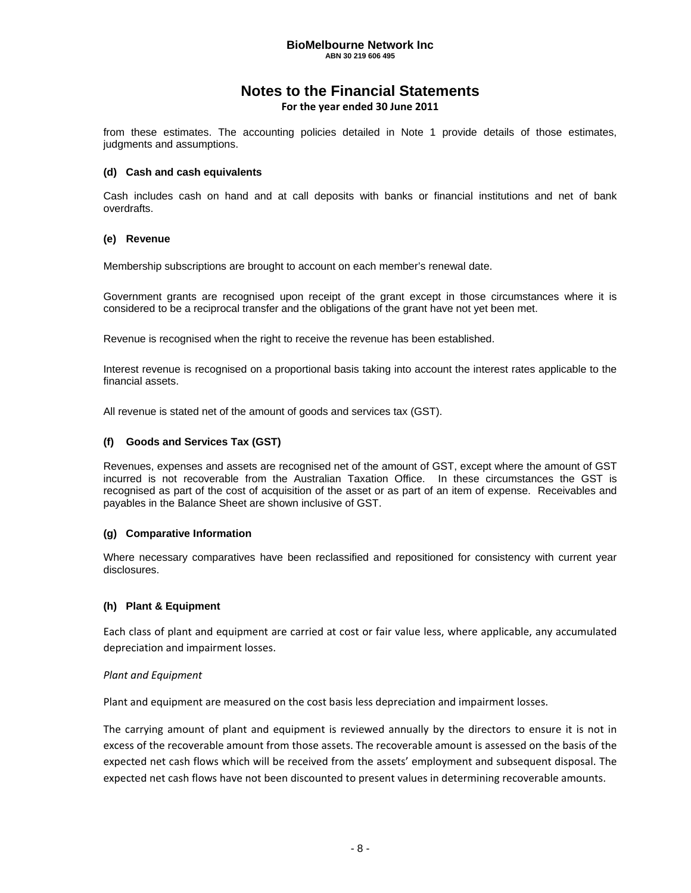from these estimates. The accounting policies detailed in Note 1 provide details of those estimates, judgments and assumptions.

**(d) Cash and cash equivalents**

Cash includes cash on hand and at call deposits with banks or financial institutions and net of bank overdrafts.

**(e) Revenue**

Membership subscriptions are brought to account on each member's renewal date.

Government grants are recognised upon receipt of the grant except in those circumstances where it is considered to be a reciprocal transfer and the obligations of the grant have not yet been met.

Revenue is recognised when the right to receive the revenue has been established.

Interest revenue is recognised on a proportional basis taking into account the interest rates applicable to the financial assets.

All revenue is stated net of the amount of goods and services tax (GST).

**(f) Goods and Services Tax (GST)**

Revenues, expenses and assets are recognised net of the amount of GST, except where the amount of GST incurred is not recoverable from the Australian Taxation Office. In these circumstances the GST is recognised as part of the cost of acquisition of the asset or as part of an item of expense. Receivables and payables in the Balance Sheet are shown inclusive of GST.

**(g) Comparative Information**

Where necessary comparatives have been reclassified and repositioned for consistency with current year disclosures.

**(h) Plant & Equipment**

Each class of plant and equipment are carried at cost or fair value less, where applicable, any accumulated depreciation and impairment losses.

*Plant and Equipment*

Plant and equipment are measured on the cost basis less depreciation and impairment losses.

The carrying amount of plant and equipment is reviewed annually by the directors to ensure it is not in excess of the recoverable amount from those assets. The recoverable amount is assessed on the basis of the expected net cash flows which will be received from the assets' employment and subsequent disposal. The expected net cash flows have not been discounted to present values in determining recoverable amounts.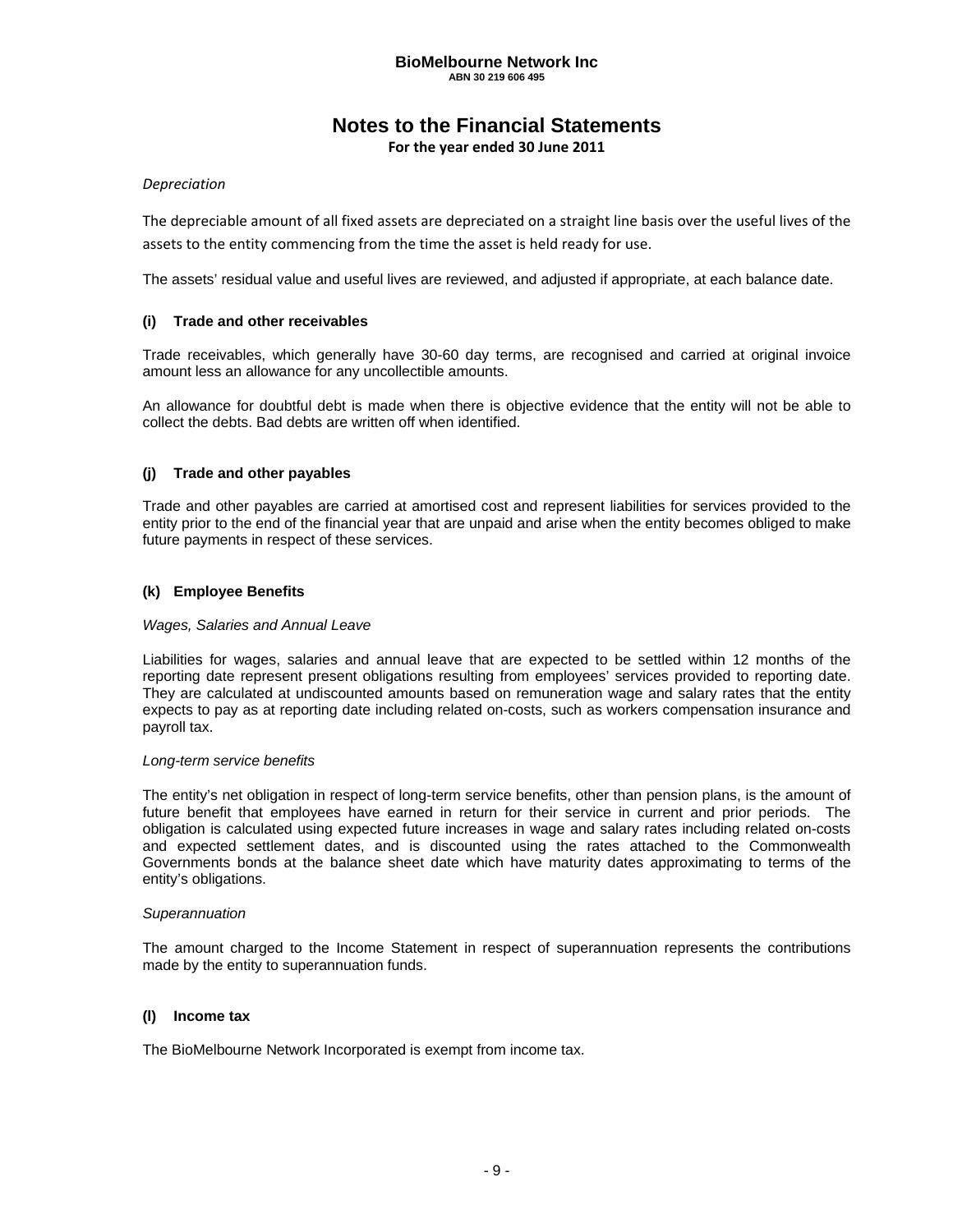*Depreciation*

The depreciable amount of all fixed assets are depreciated on a straight line basis over the useful lives of the assets to the entity commencing from the time the asset is held ready for use.

The assets' residual value and useful lives are reviewed, and adjusted if appropriate, at each balance date.

### (i) Trade and other receivables

Trade receivables, which generally have 30-60 day terms, are recognised and carried at original invoice amount less an allowance for any uncollectible amounts.

An allowance for doubtful debt is made when there is objective evidence that the entity will not be able to collect the debts. Bad debts are written off when identified.

### (j) Trade and other payables

Trade and other payables are carried at amortised cost and represent liabilities for services provided to the entity prior to the end of the financial year that are unpaid and arise when the entity becomes obliged to make future payments in respect of these services.

### (k) Employee Benefits

*Wages, Salaries and Annual Leave*

Liabilities for wages, salaries and annual leave that are expected to be settled within 12 months of the reporting date represent present obligations resulting from employees' services provided to reporting date. They are calculated at undiscounted amounts based on remuneration wage and salary rates that the entity expects to pay as at reporting date including related on-costs, such as workers compensation insurance and payroll tax.

*Long-term service benefits*

The entity's net obligation in respect of long-term service benefits, other than pension plans, is the amount of future benefit that employees have earned in return for their service in current and prior periods. The obligation is calculated using expected future increases in wage and salary rates including related on-costs and expected settlement dates, and is discounted using the rates attached to the Commonwealth Governments bonds at the balance sheet date which have maturity dates approximating to terms of the entity's obligations.

*Superannuation*

The amount charged to the Income Statement in respect of superannuation represents the contributions made by the entity to superannuation funds.

### (l) Income tax

The BioMelbourne Network Incorporated is exempt from income tax.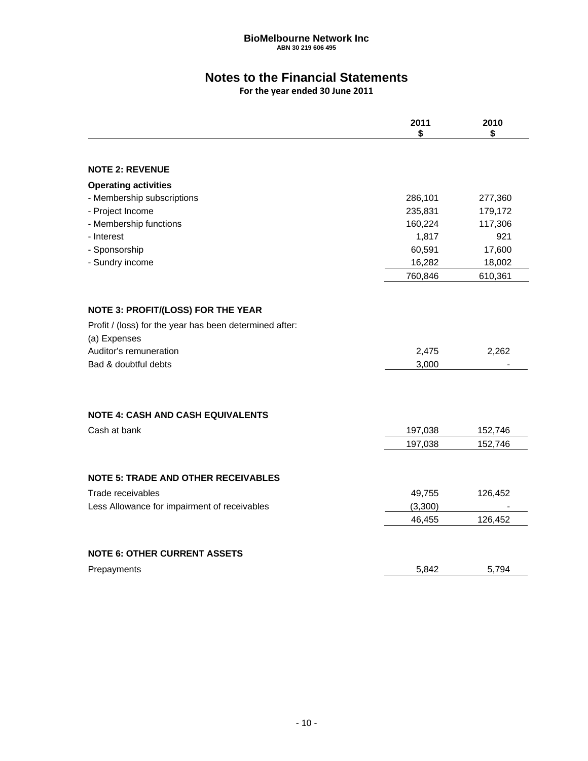**BioMelbourne Network Inc**
**ABN 30 219 606 495**

# Notes to the Financial Statements

**For the year ended 30 June 2011**

| | 2011 $ | 2010 $ |
|---|---|---|
| **NOTE 2: REVENUE** | | |
| **Operating activities** | | |
| - Membership subscriptions | 286,101 | 277,360 |
| - Project Income | 235,831 | 179,172 |
| - Membership functions | 160,224 | 117,306 |
| - Interest | 1,817 | 921 |
| - Sponsorship | 60,591 | 17,600 |
| - Sundry income | 16,282 | 18,002 |
| | 760,846 | 610,361 |
| **NOTE 3: PROFIT/(LOSS) FOR THE YEAR** | | |
| Profit / (loss) for the year has been determined after: | | |
| (a) Expenses | | |
| Auditor's remuneration | 2,475 | 2,262 |
| Bad & doubtful debts | 3,000 | - |
| **NOTE 4: CASH AND CASH EQUIVALENTS** | | |
| Cash at bank | 197,038 | 152,746 |
| | 197,038 | 152,746 |
| **NOTE 5: TRADE AND OTHER RECEIVABLES** | | |
| Trade receivables | 49,755 | 126,452 |
| Less Allowance for impairment of receivables | (3,300) | - |
| | 46,455 | 126,452 |
| **NOTE 6: OTHER CURRENT ASSETS** | | |
| Prepayments | 5,842 | 5,794 |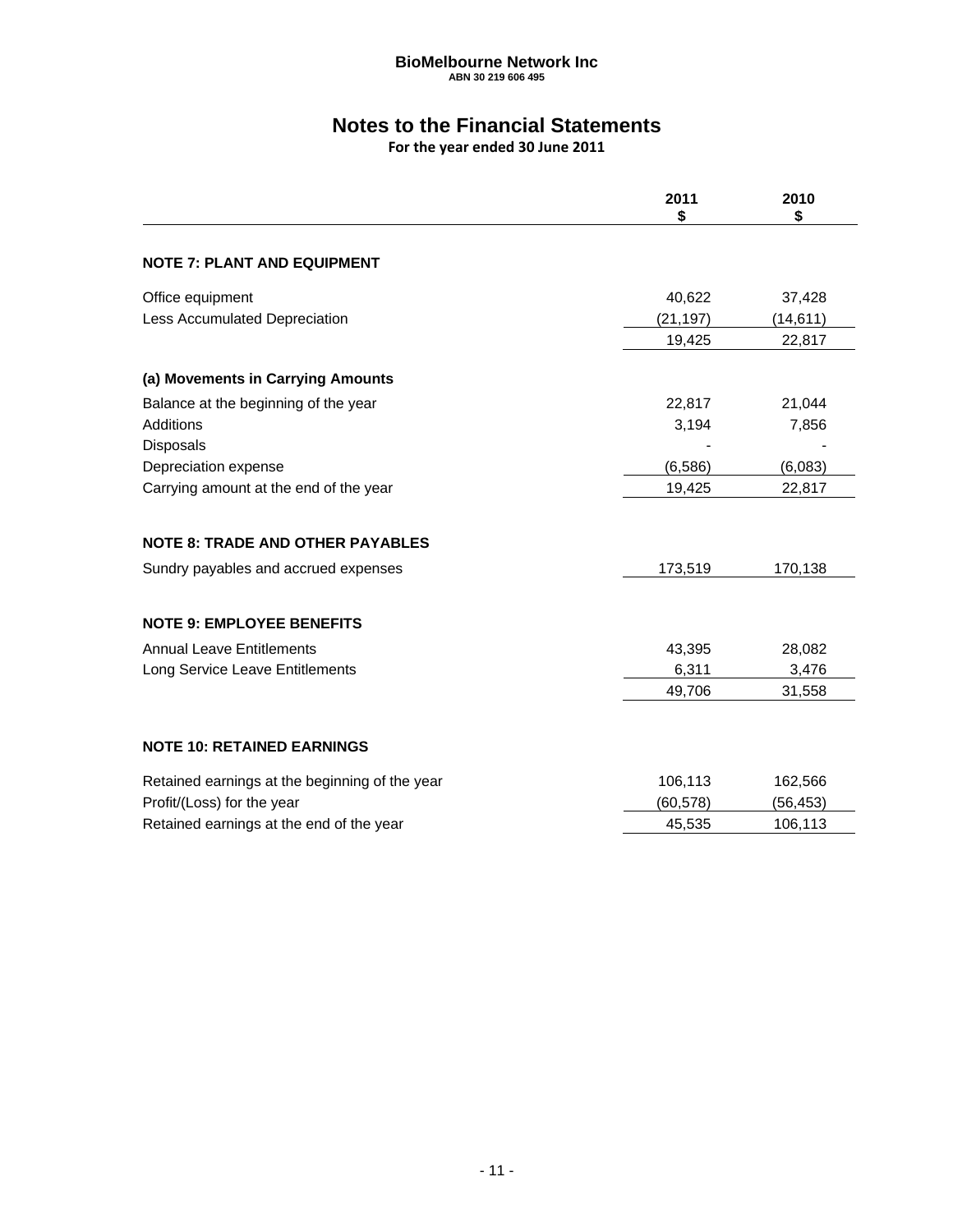**BioMelbourne Network Inc**
ABN 30 219 606 495

# Notes to the Financial Statements

For the year ended 30 June 2011

| | 2011<br>$ | 2010<br>$ |
|---|---|---|
| **NOTE 7: PLANT AND EQUIPMENT** | | |
| Office equipment | 40,622 | 37,428 |
| Less Accumulated Depreciation | (21,197) | (14,611) |
| | 19,425 | 22,817 |
| **(a) Movements in Carrying Amounts** | | |
| Balance at the beginning of the year | 22,817 | 21,044 |
| Additions | 3,194 | 7,856 |
| Disposals | - | - |
| Depreciation expense | (6,586) | (6,083) |
| Carrying amount at the end of the year | 19,425 | 22,817 |
| **NOTE 8: TRADE AND OTHER PAYABLES** | | |
| Sundry payables and accrued expenses | 173,519 | 170,138 |
| **NOTE 9: EMPLOYEE BENEFITS** | | |
| Annual Leave Entitlements | 43,395 | 28,082 |
| Long Service Leave Entitlements | 6,311 | 3,476 |
| | 49,706 | 31,558 |
| **NOTE 10: RETAINED EARNINGS** | | |
| Retained earnings at the beginning of the year | 106,113 | 162,566 |
| Profit/(Loss) for the year | (60,578) | (56,453) |
| Retained earnings at the end of the year | 45,535 | 106,113 |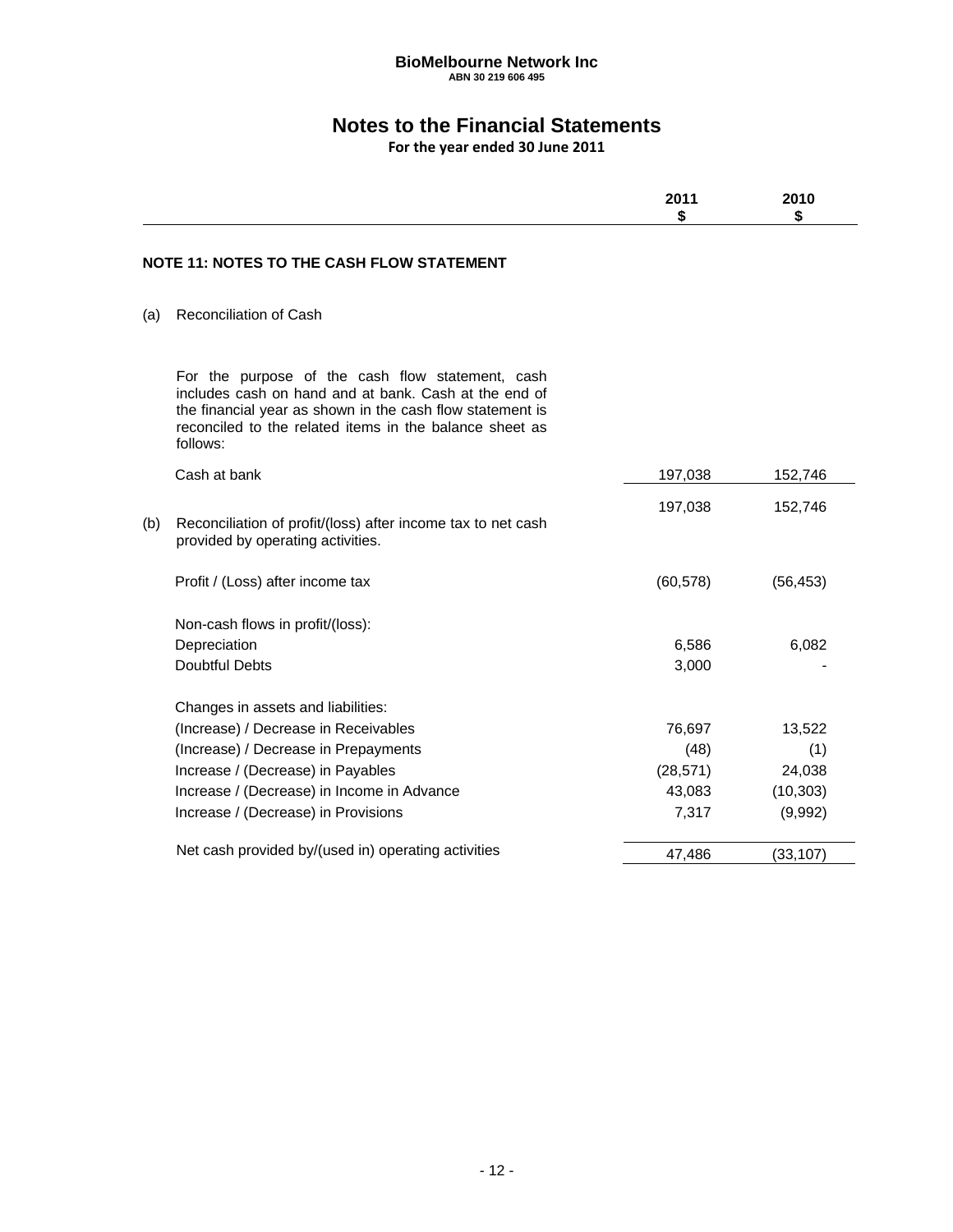**BioMelbourne Network Inc**
**ABN 30 219 606 495**

# Notes to the Financial Statements

**For the year ended 30 June 2011**

## NOTE 11: NOTES TO THE CASH FLOW STATEMENT

(a) Reconciliation of Cash

For the purpose of the cash flow statement, cash includes cash on hand and at bank. Cash at the end of the financial year as shown in the cash flow statement is reconciled to the related items in the balance sheet as follows:

| | 2011 $ | 2010 $ |
|---|---|---|
| Cash at bank | 197,038 | 152,746 |
| | 197,038 | 152,746 |

(b) Reconciliation of profit/(loss) after income tax to net cash provided by operating activities.

| | 2011 $ | 2010 $ |
|---|---|---|
| Profit / (Loss) after income tax | (60,578) | (56,453) |
| Non-cash flows in profit/(loss): | | |
| Depreciation | 6,586 | 6,082 |
| Doubtful Debts | 3,000 | - |
| Changes in assets and liabilities: | | |
| (Increase) / Decrease in Receivables | 76,697 | 13,522 |
| (Increase) / Decrease in Prepayments | (48) | (1) |
| Increase / (Decrease) in Payables | (28,571) | 24,038 |
| Increase / (Decrease) in Income in Advance | 43,083 | (10,303) |
| Increase / (Decrease) in Provisions | 7,317 | (9,992) |
| Net cash provided by/(used in) operating activities | 47,486 | (33,107) |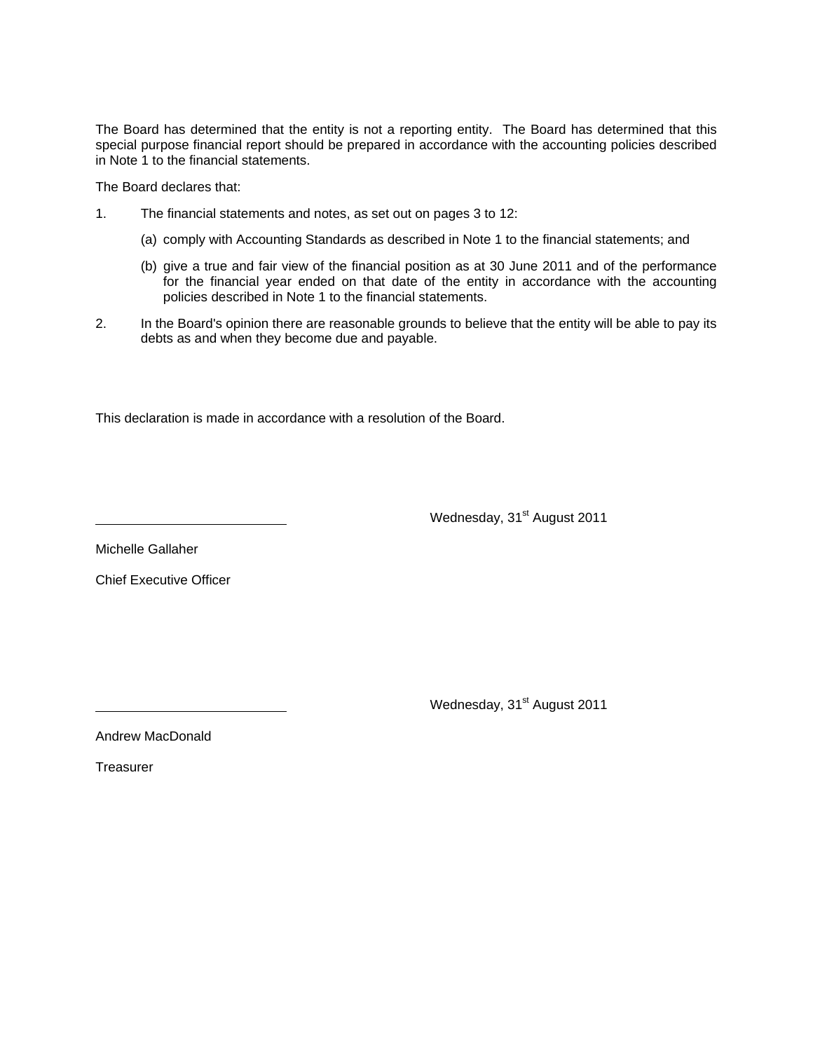The Board has determined that the entity is not a reporting entity. The Board has determined that this special purpose financial report should be prepared in accordance with the accounting policies described in Note 1 to the financial statements.

The Board declares that:

1. The financial statements and notes, as set out on pages 3 to 12:

   (a) comply with Accounting Standards as described in Note 1 to the financial statements; and

   (b) give a true and fair view of the financial position as at 30 June 2011 and of the performance for the financial year ended on that date of the entity in accordance with the accounting policies described in Note 1 to the financial statements.

2. In the Board's opinion there are reasonable grounds to believe that the entity will be able to pay its debts as and when they become due and payable.

This declaration is made in accordance with a resolution of the Board.

\_\_\_\_\_\_\_\_\_\_\_\_\_\_\_\_\_\_\_\_\_\_\_\_\_\_\_ Wednesday, 31st August 2011

Michelle Gallaher

Chief Executive Officer

\_\_\_\_\_\_\_\_\_\_\_\_\_\_\_\_\_\_\_\_\_\_\_\_\_\_\_ Wednesday, 31st August 2011

Andrew MacDonald

Treasurer